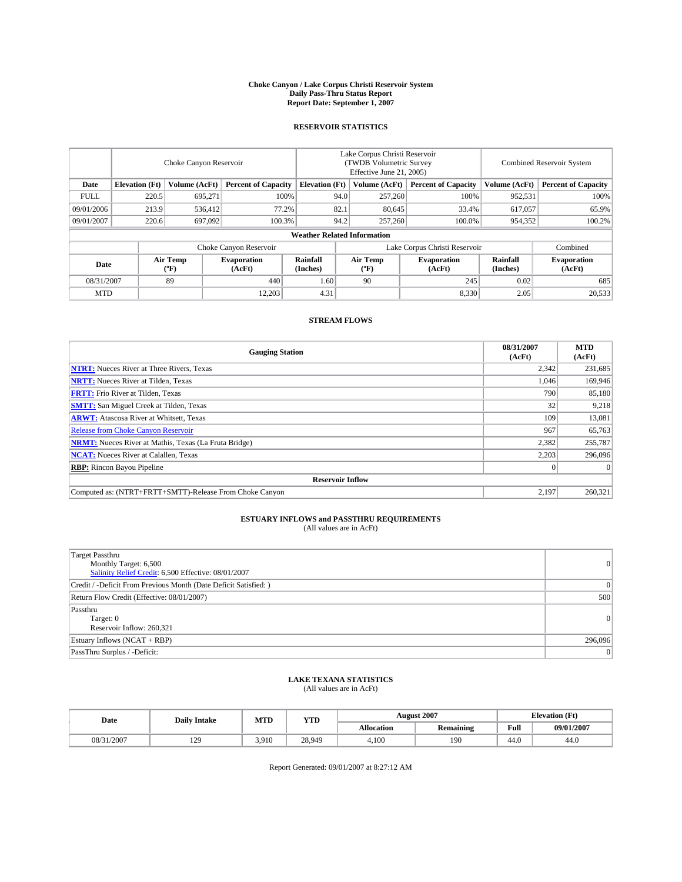# Choke Canyon / Lake Corpus Christi Reservoir System
## Daily Pass-Thru Status Report
### Report Date: September 1, 2007

## RESERVOIR STATISTICS

| | Choke Canyon Reservoir | | | Lake Corpus Christi Reservoir (TWDB Volumetric Survey Effective June 21, 2005) | | | Combined Reservoir System | |
|---|---|---|---|---|---|---|---|---|
| Date | Elevation (Ft) | Volume (AcFt) | Percent of Capacity | Elevation (Ft) | Volume (AcFt) | Percent of Capacity | Volume (AcFt) | Percent of Capacity |
| FULL | 220.5 | 695,271 | 100% | 94.0 | 257,260 | 100% | 952,531 | 100% |
| 09/01/2006 | 213.9 | 536,412 | 77.2% | 82.1 | 80,645 | 33.4% | 617,057 | 65.9% |
| 09/01/2007 | 220.6 | 697,092 | 100.3% | 94.2 | 257,260 | 100.0% | 954,352 | 100.2% |

**Weather Related Information**

| | Choke Canyon Reservoir | | | Lake Corpus Christi Reservoir | | | Combined |
|---|---|---|---|---|---|---|---|
| Date | Air Temp (ºF) | Evaporation (AcFt) | Rainfall (Inches) | Air Temp (ºF) | Evaporation (AcFt) | Rainfall (Inches) | Evaporation (AcFt) |
| 08/31/2007 | 89 | 440 | 1.60 | 90 | 245 | 0.02 | 685 |
| MTD | | 12,203 | 4.31 | | 8,330 | 2.05 | 20,533 |

## STREAM FLOWS

| Gauging Station | 08/31/2007 (AcFt) | MTD (AcFt) |
|---|---|---|
| **NTRT:** Nueces River at Three Rivers, Texas | 2,342 | 231,685 |
| **NRTT:** Nueces River at Tilden, Texas | 1,046 | 169,946 |
| **FRTT:** Frio River at Tilden, Texas | 790 | 85,180 |
| **SMTT:** San Miguel Creek at Tilden, Texas | 32 | 9,218 |
| **ARWT:** Atascosa River at Whitsett, Texas | 109 | 13,081 |
| Release from Choke Canyon Reservoir | 967 | 65,763 |
| **NRMT:** Nueces River at Mathis, Texas (La Fruta Bridge) | 2,382 | 255,787 |
| **NCAT:** Nueces River at Calallen, Texas | 2,203 | 296,096 |
| **RBP:** Rincon Bayou Pipeline | 0 | 0 |
| **Reservoir Inflow** | | |
| Computed as: (NTRT+FRTT+SMTT)-Release From Choke Canyon | 2,197 | 260,321 |

## ESTUARY INFLOWS and PASSTHRU REQUIREMENTS
(All values are in AcFt)

| | |
|---|---|
| Target Passthru<br>Monthly Target: 6,500<br>Salinity Relief Credit: 6,500 Effective: 08/01/2007 | 0 |
| Credit / -Deficit From Previous Month (Date Deficit Satisfied: ) | 0 |
| Return Flow Credit (Effective: 08/01/2007) | 500 |
| Passthru<br>Target: 0<br>Reservoir Inflow: 260,321 | 0 |
| Estuary Inflows (NCAT + RBP) | 296,096 |
| PassThru Surplus / -Deficit: | 0 |

## LAKE TEXANA STATISTICS
(All values are in AcFt)

| Date | Daily Intake | MTD | YTD | August 2007 | | Elevation (Ft) | |
|---|---|---|---|---|---|---|---|
| | | | | Allocation | Remaining | Full | 09/01/2007 |
| 08/31/2007 | 129 | 3,910 | 28,949 | 4,100 | 190 | 44.0 | 44.0 |

Report Generated: 09/01/2007 at 8:27:12 AM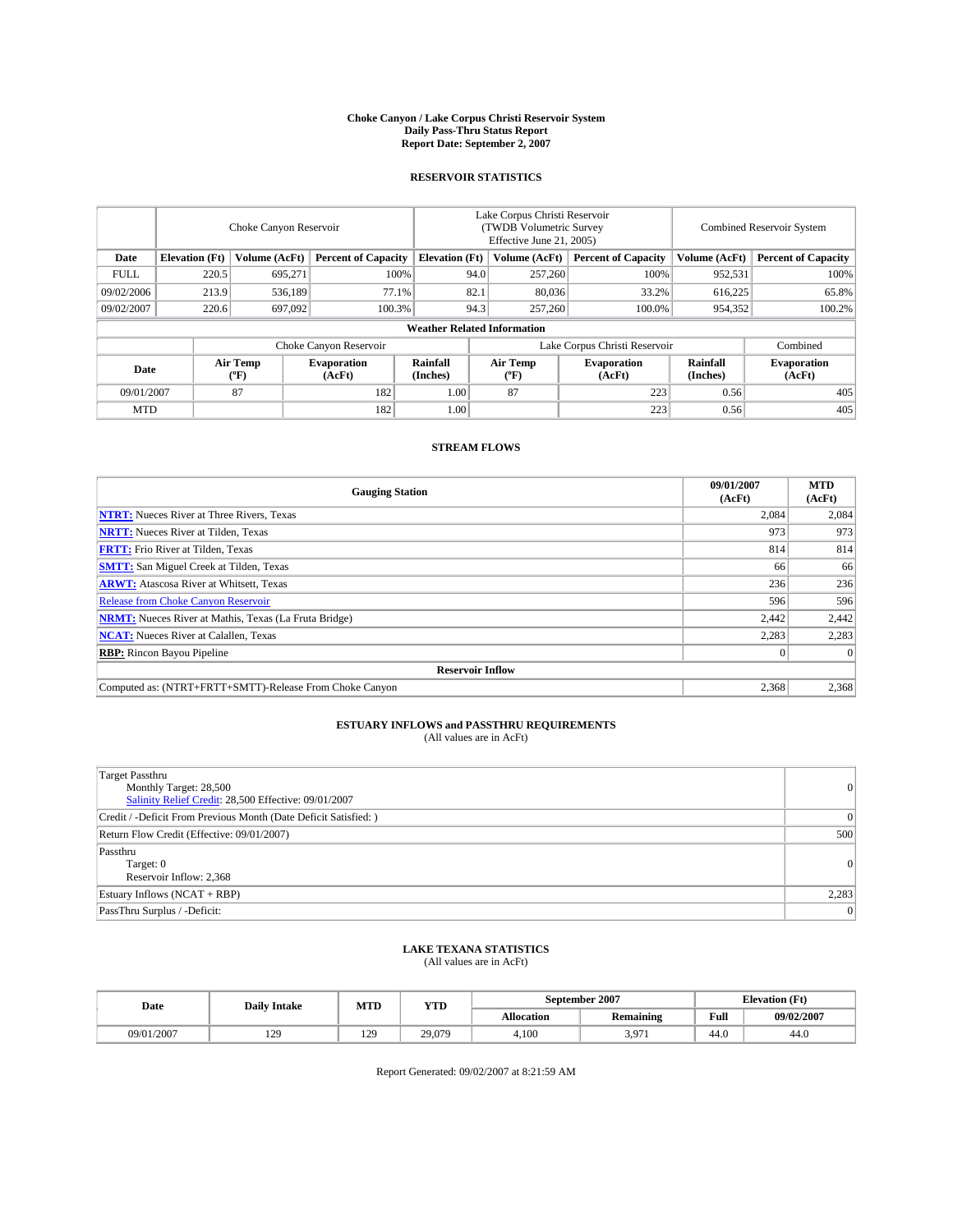# Choke Canyon / Lake Corpus Christi Reservoir System
## Daily Pass-Thru Status Report
### Report Date: September 2, 2007

## RESERVOIR STATISTICS

| | Choke Canyon Reservoir | | | Lake Corpus Christi Reservoir (TWDB Volumetric Survey Effective June 21, 2005) | | | Combined Reservoir System | |
|---|---|---|---|---|---|---|---|---|
| Date | Elevation (Ft) | Volume (AcFt) | Percent of Capacity | Elevation (Ft) | Volume (AcFt) | Percent of Capacity | Volume (AcFt) | Percent of Capacity |
| FULL | 220.5 | 695,271 | 100% | 94.0 | 257,260 | 100% | 952,531 | 100% |
| 09/02/2006 | 213.9 | 536,189 | 77.1% | 82.1 | 80,036 | 33.2% | 616,225 | 65.8% |
| 09/02/2007 | 220.6 | 697,092 | 100.3% | 94.3 | 257,260 | 100.0% | 954,352 | 100.2% |

**Weather Related Information**

| | Choke Canyon Reservoir | | | Lake Corpus Christi Reservoir | | | Combined |
|---|---|---|---|---|---|---|---|
| Date | Air Temp (ºF) | Evaporation (AcFt) | Rainfall (Inches) | Air Temp (ºF) | Evaporation (AcFt) | Rainfall (Inches) | Evaporation (AcFt) |
| 09/01/2007 | 87 | 182 | 1.00 | 87 | 223 | 0.56 | 405 |
| MTD | | 182 | 1.00 | | 223 | 0.56 | 405 |

## STREAM FLOWS

| Gauging Station | 09/01/2007 (AcFt) | MTD (AcFt) |
|---|---|---|
| NTRT: Nueces River at Three Rivers, Texas | 2,084 | 2,084 |
| NRTT: Nueces River at Tilden, Texas | 973 | 973 |
| FRTT: Frio River at Tilden, Texas | 814 | 814 |
| SMTT: San Miguel Creek at Tilden, Texas | 66 | 66 |
| ARWT: Atascosa River at Whitsett, Texas | 236 | 236 |
| Release from Choke Canyon Reservoir | 596 | 596 |
| NRMT: Nueces River at Mathis, Texas (La Fruta Bridge) | 2,442 | 2,442 |
| NCAT: Nueces River at Calallen, Texas | 2,283 | 2,283 |
| RBP: Rincon Bayou Pipeline | 0 | 0 |
| **Reservoir Inflow** | | |
| Computed as: (NTRT+FRTT+SMTT)-Release From Choke Canyon | 2,368 | 2,368 |

## ESTUARY INFLOWS and PASSTHRU REQUIREMENTS
(All values are in AcFt)

| | |
|---|---|
| Target Passthru<br>Monthly Target: 28,500<br>Salinity Relief Credit: 28,500 Effective: 09/01/2007 | 0 |
| Credit / -Deficit From Previous Month (Date Deficit Satisfied: ) | 0 |
| Return Flow Credit (Effective: 09/01/2007) | 500 |
| Passthru<br>Target: 0<br>Reservoir Inflow: 2,368 | 0 |
| Estuary Inflows (NCAT + RBP) | 2,283 |
| PassThru Surplus / -Deficit: | 0 |

## LAKE TEXANA STATISTICS
(All values are in AcFt)

| Date | Daily Intake | MTD | YTD | September 2007 | | Elevation (Ft) | |
|---|---|---|---|---|---|---|---|
| | | | | Allocation | Remaining | Full | 09/02/2007 |
| 09/01/2007 | 129 | 129 | 29,079 | 4,100 | 3,971 | 44.0 | 44.0 |

Report Generated: 09/02/2007 at 8:21:59 AM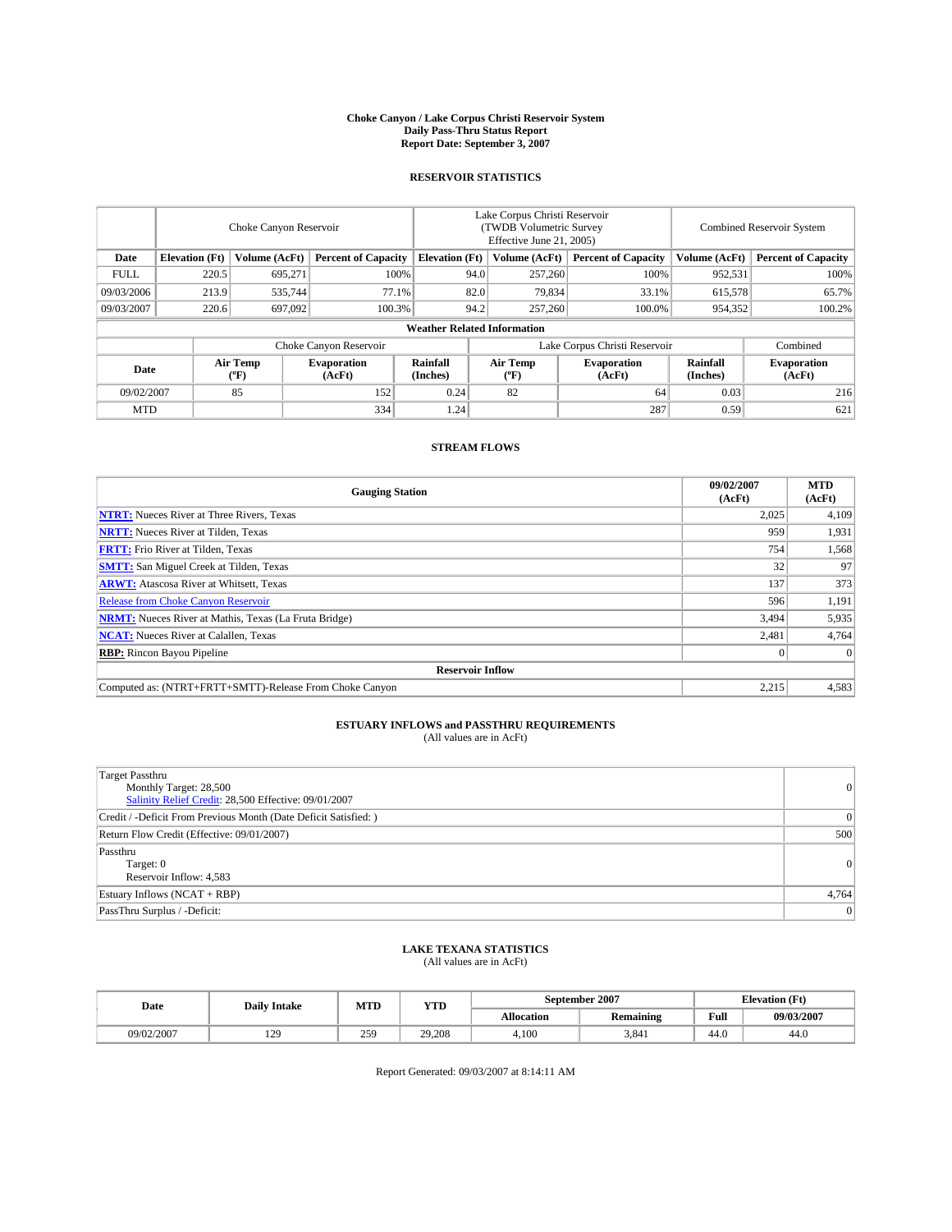# Choke Canyon / Lake Corpus Christi Reservoir System
## Daily Pass-Thru Status Report
### Report Date: September 3, 2007

## RESERVOIR STATISTICS

| | Choke Canyon Reservoir | | | Lake Corpus Christi Reservoir (TWDB Volumetric Survey Effective June 21, 2005) | | | Combined Reservoir System | |
|---|---|---|---|---|---|---|---|---|
| Date | Elevation (Ft) | Volume (AcFt) | Percent of Capacity | Elevation (Ft) | Volume (AcFt) | Percent of Capacity | Volume (AcFt) | Percent of Capacity |
| FULL | 220.5 | 695,271 | 100% | 94.0 | 257,260 | 100% | 952,531 | 100% |
| 09/03/2006 | 213.9 | 535,744 | 77.1% | 82.0 | 79,834 | 33.1% | 615,578 | 65.7% |
| 09/03/2007 | 220.6 | 697,092 | 100.3% | 94.2 | 257,260 | 100.0% | 954,352 | 100.2% |

**Weather Related Information**

| | Choke Canyon Reservoir | | | Lake Corpus Christi Reservoir | | | Combined |
|---|---|---|---|---|---|---|---|
| Date | Air Temp (ºF) | Evaporation (AcFt) | Rainfall (Inches) | Air Temp (ºF) | Evaporation (AcFt) | Rainfall (Inches) | Evaporation (AcFt) |
| 09/02/2007 | 85 | 152 | 0.24 | 82 | 64 | 0.03 | 216 |
| MTD | | 334 | 1.24 | | 287 | 0.59 | 621 |

## STREAM FLOWS

| Gauging Station | 09/02/2007 (AcFt) | MTD (AcFt) |
|---|---|---|
| **NTRT:** Nueces River at Three Rivers, Texas | 2,025 | 4,109 |
| **NRTT:** Nueces River at Tilden, Texas | 959 | 1,931 |
| **FRTT:** Frio River at Tilden, Texas | 754 | 1,568 |
| **SMTT:** San Miguel Creek at Tilden, Texas | 32 | 97 |
| **ARWT:** Atascosa River at Whitsett, Texas | 137 | 373 |
| Release from Choke Canyon Reservoir | 596 | 1,191 |
| **NRMT:** Nueces River at Mathis, Texas (La Fruta Bridge) | 3,494 | 5,935 |
| **NCAT:** Nueces River at Calallen, Texas | 2,481 | 4,764 |
| **RBP:** Rincon Bayou Pipeline | 0 | 0 |
| **Reservoir Inflow** | | |
| Computed as: (NTRT+FRTT+SMTT)-Release From Choke Canyon | 2,215 | 4,583 |

## ESTUARY INFLOWS and PASSTHRU REQUIREMENTS
(All values are in AcFt)

| | |
|---|---|
| Target Passthru<br>Monthly Target: 28,500<br>Salinity Relief Credit: 28,500 Effective: 09/01/2007 | 0 |
| Credit / -Deficit From Previous Month (Date Deficit Satisfied: ) | 0 |
| Return Flow Credit (Effective: 09/01/2007) | 500 |
| Passthru<br>Target: 0<br>Reservoir Inflow: 4,583 | 0 |
| Estuary Inflows (NCAT + RBP) | 4,764 |
| PassThru Surplus / -Deficit: | 0 |

## LAKE TEXANA STATISTICS
(All values are in AcFt)

| Date | Daily Intake | MTD | YTD | September 2007 | | Elevation (Ft) | |
|---|---|---|---|---|---|---|---|
| | | | | Allocation | Remaining | Full | 09/03/2007 |
| 09/02/2007 | 129 | 259 | 29,208 | 4,100 | 3,841 | 44.0 | 44.0 |

Report Generated: 09/03/2007 at 8:14:11 AM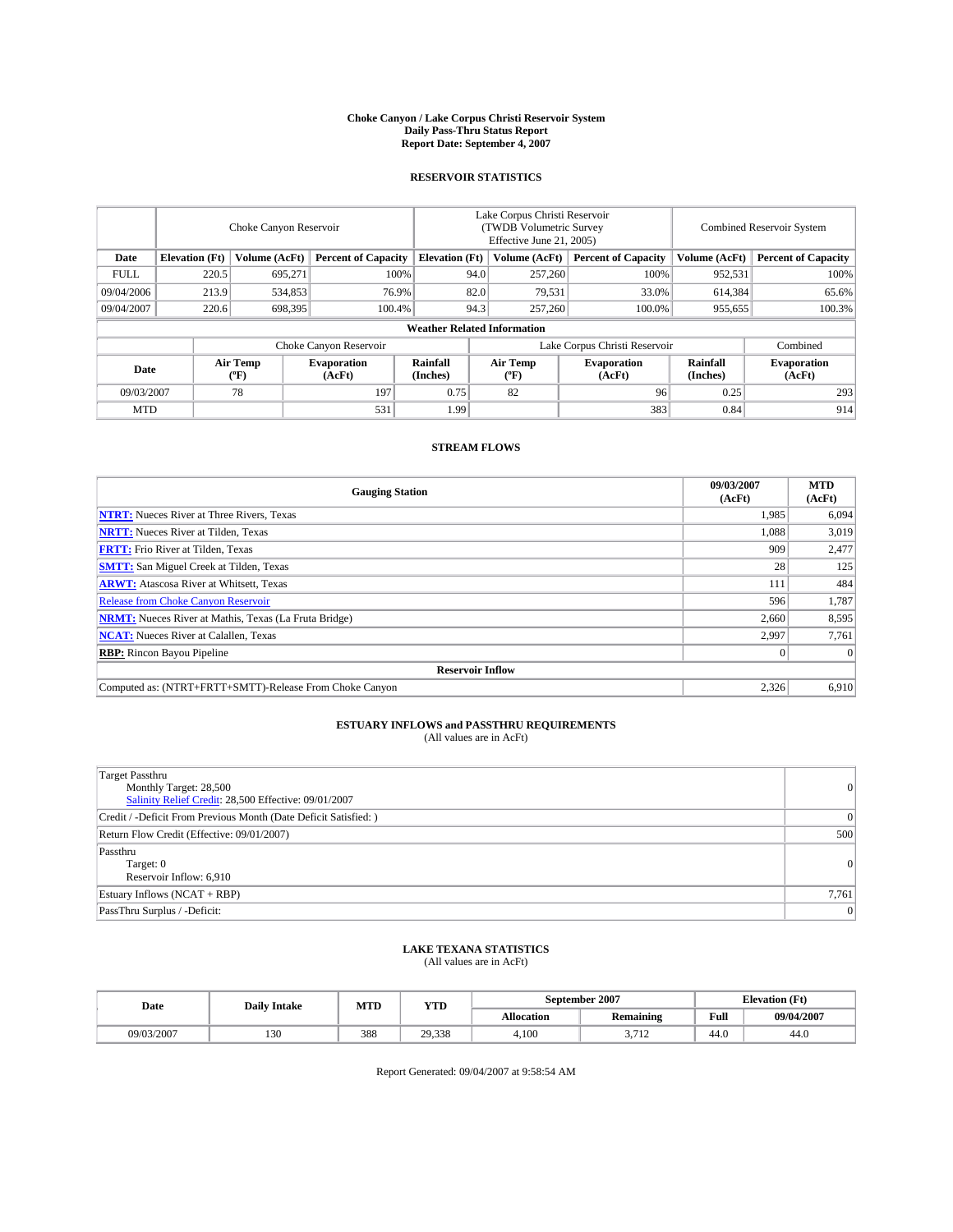**Choke Canyon / Lake Corpus Christi Reservoir System**
**Daily Pass-Thru Status Report**
**Report Date: September 4, 2007**

## RESERVOIR STATISTICS

| | Choke Canyon Reservoir | | | Lake Corpus Christi Reservoir (TWDB Volumetric Survey Effective June 21, 2005) | | | Combined Reservoir System | |
|---|---|---|---|---|---|---|---|---|
| **Date** | **Elevation (Ft)** | **Volume (AcFt)** | **Percent of Capacity** | **Elevation (Ft)** | **Volume (AcFt)** | **Percent of Capacity** | **Volume (AcFt)** | **Percent of Capacity** |
| FULL | 220.5 | 695,271 | 100% | 94.0 | 257,260 | 100% | 952,531 | 100% |
| 09/04/2006 | 213.9 | 534,853 | 76.9% | 82.0 | 79,531 | 33.0% | 614,384 | 65.6% |
| 09/04/2007 | 220.6 | 698,395 | 100.4% | 94.3 | 257,260 | 100.0% | 955,655 | 100.3% |

**Weather Related Information**

| | Choke Canyon Reservoir | | | Lake Corpus Christi Reservoir | | | Combined |
|---|---|---|---|---|---|---|---|
| **Date** | **Air Temp (°F)** | **Evaporation (AcFt)** | **Rainfall (Inches)** | **Air Temp (°F)** | **Evaporation (AcFt)** | **Rainfall (Inches)** | **Evaporation (AcFt)** |
| 09/03/2007 | 78 | 197 | 0.75 | 82 | 96 | 0.25 | 293 |
| MTD | | 531 | 1.99 | | 383 | 0.84 | 914 |

## STREAM FLOWS

| Gauging Station | 09/03/2007 (AcFt) | MTD (AcFt) |
|---|---|---|
| **NTRT:** Nueces River at Three Rivers, Texas | 1,985 | 6,094 |
| **NRTT:** Nueces River at Tilden, Texas | 1,088 | 3,019 |
| **FRTT:** Frio River at Tilden, Texas | 909 | 2,477 |
| **SMTT:** San Miguel Creek at Tilden, Texas | 28 | 125 |
| **ARWT:** Atascosa River at Whitsett, Texas | 111 | 484 |
| Release from Choke Canyon Reservoir | 596 | 1,787 |
| **NRMT:** Nueces River at Mathis, Texas (La Fruta Bridge) | 2,660 | 8,595 |
| **NCAT:** Nueces River at Calallen, Texas | 2,997 | 7,761 |
| **RBP:** Rincon Bayou Pipeline | 0 | 0 |
| **Reservoir Inflow** | | |
| Computed as: (NTRT+FRTT+SMTT)-Release From Choke Canyon | 2,326 | 6,910 |

## ESTUARY INFLOWS and PASSTHRU REQUIREMENTS
(All values are in AcFt)

| | |
|---|---|
| Target Passthru<br>Monthly Target: 28,500<br>Salinity Relief Credit: 28,500 Effective: 09/01/2007 | 0 |
| Credit / -Deficit From Previous Month (Date Deficit Satisfied: ) | 0 |
| Return Flow Credit (Effective: 09/01/2007) | 500 |
| Passthru<br>Target: 0<br>Reservoir Inflow: 6,910 | 0 |
| Estuary Inflows (NCAT + RBP) | 7,761 |
| PassThru Surplus / -Deficit: | 0 |

## LAKE TEXANA STATISTICS
(All values are in AcFt)

| Date | Daily Intake | MTD | YTD | September 2007 | | Elevation (Ft) | |
|---|---|---|---|---|---|---|---|
| | | | | **Allocation** | **Remaining** | **Full** | **09/04/2007** |
| 09/03/2007 | 130 | 388 | 29,338 | 4,100 | 3,712 | 44.0 | 44.0 |

Report Generated: 09/04/2007 at 9:58:54 AM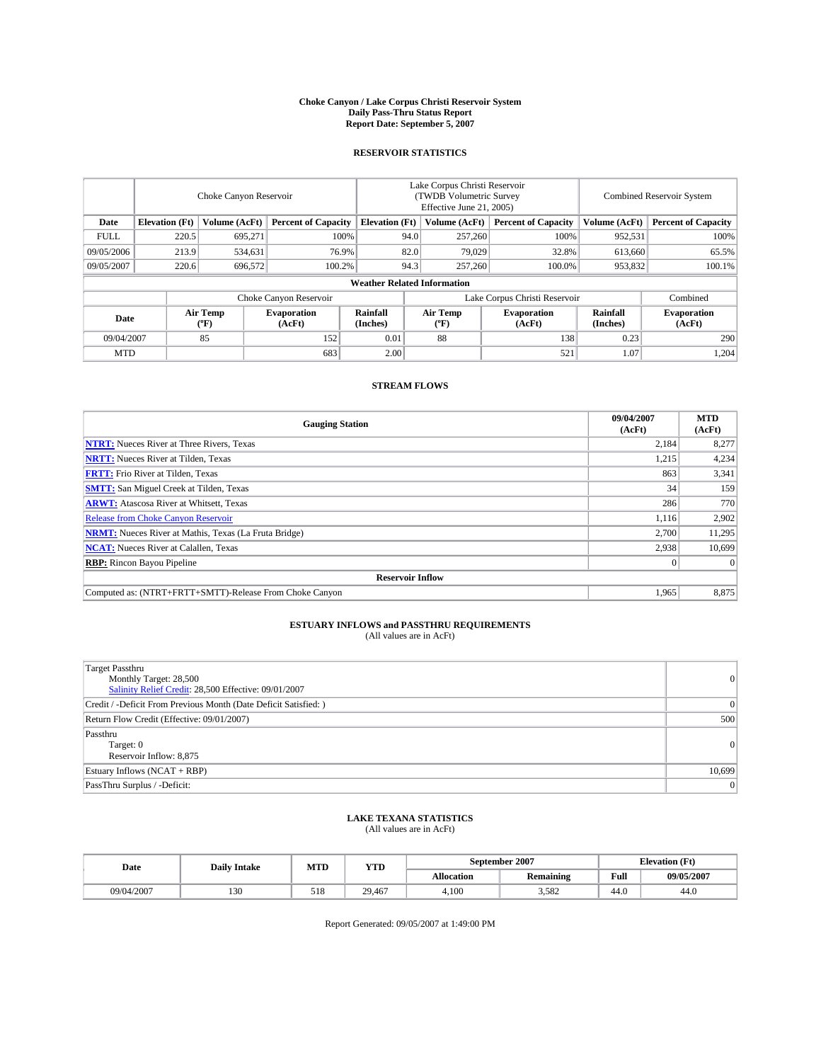# Choke Canyon / Lake Corpus Christi Reservoir System
## Daily Pass-Thru Status Report
### Report Date: September 5, 2007

## RESERVOIR STATISTICS

| | Choke Canyon Reservoir | | | Lake Corpus Christi Reservoir (TWDB Volumetric Survey Effective June 21, 2005) | | | Combined Reservoir System | |
|---|---|---|---|---|---|---|---|---|
| Date | Elevation (Ft) | Volume (AcFt) | Percent of Capacity | Elevation (Ft) | Volume (AcFt) | Percent of Capacity | Volume (AcFt) | Percent of Capacity |
| FULL | 220.5 | 695,271 | 100% | 94.0 | 257,260 | 100% | 952,531 | 100% |
| 09/05/2006 | 213.9 | 534,631 | 76.9% | 82.0 | 79,029 | 32.8% | 613,660 | 65.5% |
| 09/05/2007 | 220.6 | 696,572 | 100.2% | 94.3 | 257,260 | 100.0% | 953,832 | 100.1% |

**Weather Related Information**

| | Choke Canyon Reservoir | | | Lake Corpus Christi Reservoir | | | Combined |
|---|---|---|---|---|---|---|---|
| Date | Air Temp (°F) | Evaporation (AcFt) | Rainfall (Inches) | Air Temp (°F) | Evaporation (AcFt) | Rainfall (Inches) | Evaporation (AcFt) |
| 09/04/2007 | 85 | 152 | 0.01 | 88 | 138 | 0.23 | 290 |
| MTD | | 683 | 2.00 | | 521 | 1.07 | 1,204 |

## STREAM FLOWS

| Gauging Station | 09/04/2007 (AcFt) | MTD (AcFt) |
|---|---|---|
| **NTRT:** Nueces River at Three Rivers, Texas | 2,184 | 8,277 |
| **NRTT:** Nueces River at Tilden, Texas | 1,215 | 4,234 |
| **FRTT:** Frio River at Tilden, Texas | 863 | 3,341 |
| **SMTT:** San Miguel Creek at Tilden, Texas | 34 | 159 |
| **ARWT:** Atascosa River at Whitsett, Texas | 286 | 770 |
| Release from Choke Canyon Reservoir | 1,116 | 2,902 |
| **NRMT:** Nueces River at Mathis, Texas (La Fruta Bridge) | 2,700 | 11,295 |
| **NCAT:** Nueces River at Calallen, Texas | 2,938 | 10,699 |
| **RBP:** Rincon Bayou Pipeline | 0 | 0 |
| **Reservoir Inflow** | | |
| Computed as: (NTRT+FRTT+SMTT)-Release From Choke Canyon | 1,965 | 8,875 |

## ESTUARY INFLOWS and PASSTHRU REQUIREMENTS
(All values are in AcFt)

| | |
|---|---|
| Target Passthru<br>Monthly Target: 28,500<br>Salinity Relief Credit: 28,500 Effective: 09/01/2007 | 0 |
| Credit / -Deficit From Previous Month (Date Deficit Satisfied: ) | 0 |
| Return Flow Credit (Effective: 09/01/2007) | 500 |
| Passthru<br>Target: 0<br>Reservoir Inflow: 8,875 | 0 |
| Estuary Inflows (NCAT + RBP) | 10,699 |
| PassThru Surplus / -Deficit: | 0 |

## LAKE TEXANA STATISTICS
(All values are in AcFt)

| Date | Daily Intake | MTD | YTD | September 2007 | | Elevation (Ft) | |
|---|---|---|---|---|---|---|---|
| | | | | Allocation | Remaining | Full | 09/05/2007 |
| 09/04/2007 | 130 | 518 | 29,467 | 4,100 | 3,582 | 44.0 | 44.0 |

Report Generated: 09/05/2007 at 1:49:00 PM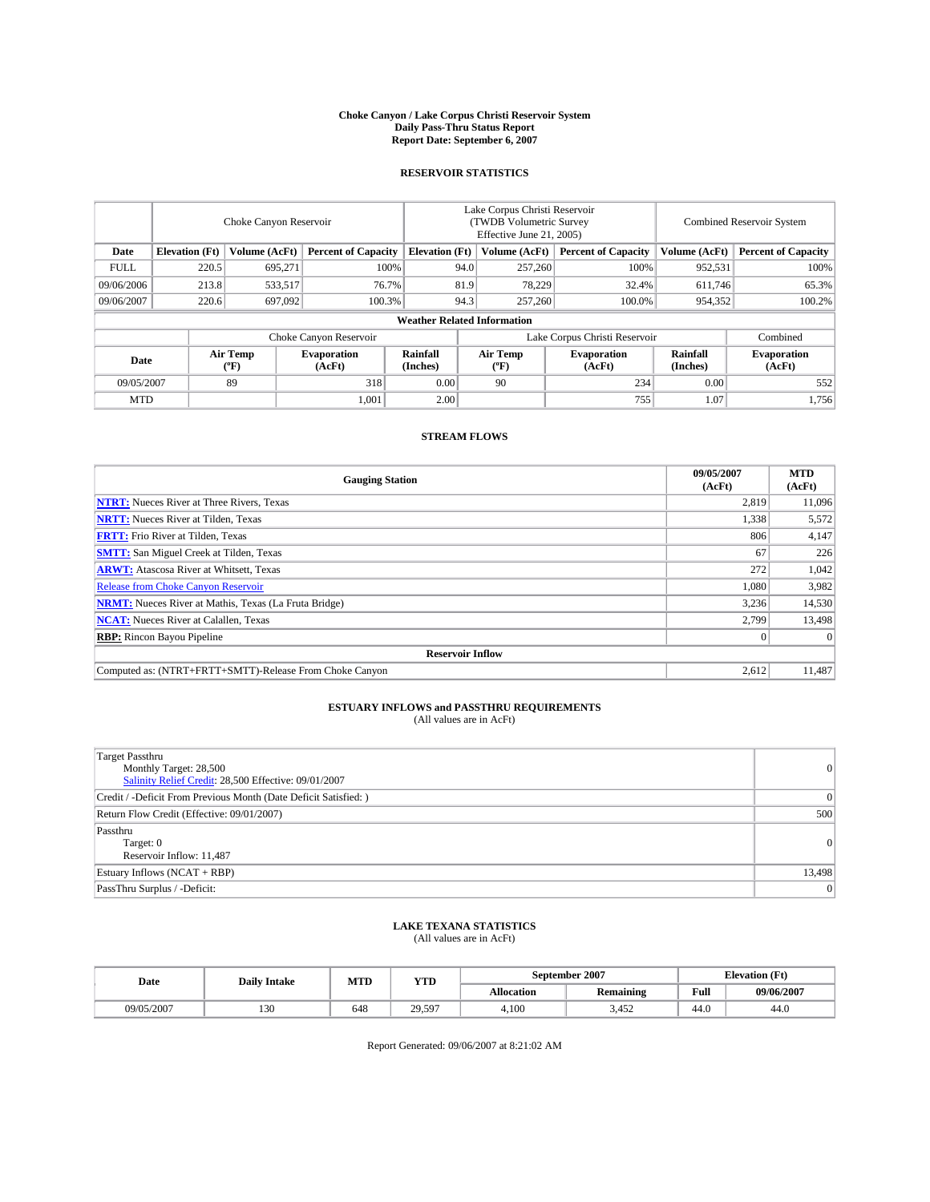# Choke Canyon / Lake Corpus Christi Reservoir System
## Daily Pass-Thru Status Report
### Report Date: September 6, 2007

## RESERVOIR STATISTICS

| | Choke Canyon Reservoir | | | Lake Corpus Christi Reservoir (TWDB Volumetric Survey Effective June 21, 2005) | | | Combined Reservoir System | |
|---|---|---|---|---|---|---|---|---|
| Date | Elevation (Ft) | Volume (AcFt) | Percent of Capacity | Elevation (Ft) | Volume (AcFt) | Percent of Capacity | Volume (AcFt) | Percent of Capacity |
| FULL | 220.5 | 695,271 | 100% | 94.0 | 257,260 | 100% | 952,531 | 100% |
| 09/06/2006 | 213.8 | 533,517 | 76.7% | 81.9 | 78,229 | 32.4% | 611,746 | 65.3% |
| 09/06/2007 | 220.6 | 697,092 | 100.3% | 94.3 | 257,260 | 100.0% | 954,352 | 100.2% |

### Weather Related Information

| | Choke Canyon Reservoir | | | Lake Corpus Christi Reservoir | | | Combined |
|---|---|---|---|---|---|---|---|
| Date | Air Temp (°F) | Evaporation (AcFt) | Rainfall (Inches) | Air Temp (°F) | Evaporation (AcFt) | Rainfall (Inches) | Evaporation (AcFt) |
| 09/05/2007 | 89 | 318 | 0.00 | 90 | 234 | 0.00 | 552 |
| MTD | | 1,001 | 2.00 | | 755 | 1.07 | 1,756 |

## STREAM FLOWS

| Gauging Station | 09/05/2007 (AcFt) | MTD (AcFt) |
|---|---|---|
| **NTRT:** Nueces River at Three Rivers, Texas | 2,819 | 11,096 |
| **NRTT:** Nueces River at Tilden, Texas | 1,338 | 5,572 |
| **FRTT:** Frio River at Tilden, Texas | 806 | 4,147 |
| **SMTT:** San Miguel Creek at Tilden, Texas | 67 | 226 |
| **ARWT:** Atascosa River at Whitsett, Texas | 272 | 1,042 |
| Release from Choke Canyon Reservoir | 1,080 | 3,982 |
| **NRMT:** Nueces River at Mathis, Texas (La Fruta Bridge) | 3,236 | 14,530 |
| **NCAT:** Nueces River at Calallen, Texas | 2,799 | 13,498 |
| **RBP:** Rincon Bayou Pipeline | 0 | 0 |
| **Reservoir Inflow** | | |
| Computed as: (NTRT+FRTT+SMTT)-Release From Choke Canyon | 2,612 | 11,487 |

## ESTUARY INFLOWS and PASSTHRU REQUIREMENTS
(All values are in AcFt)

| | |
|---|---|
| Target Passthru<br>Monthly Target: 28,500<br>Salinity Relief Credit: 28,500 Effective: 09/01/2007 | 0 |
| Credit / -Deficit From Previous Month (Date Deficit Satisfied: ) | 0 |
| Return Flow Credit (Effective: 09/01/2007) | 500 |
| Passthru<br>Target: 0<br>Reservoir Inflow: 11,487 | 0 |
| Estuary Inflows (NCAT + RBP) | 13,498 |
| PassThru Surplus / -Deficit: | 0 |

## LAKE TEXANA STATISTICS
(All values are in AcFt)

| Date | Daily Intake | MTD | YTD | September 2007 | | Elevation (Ft) | |
|---|---|---|---|---|---|---|---|
| | | | | Allocation | Remaining | Full | 09/06/2007 |
| 09/05/2007 | 130 | 648 | 29,597 | 4,100 | 3,452 | 44.0 | 44.0 |

Report Generated: 09/06/2007 at 8:21:02 AM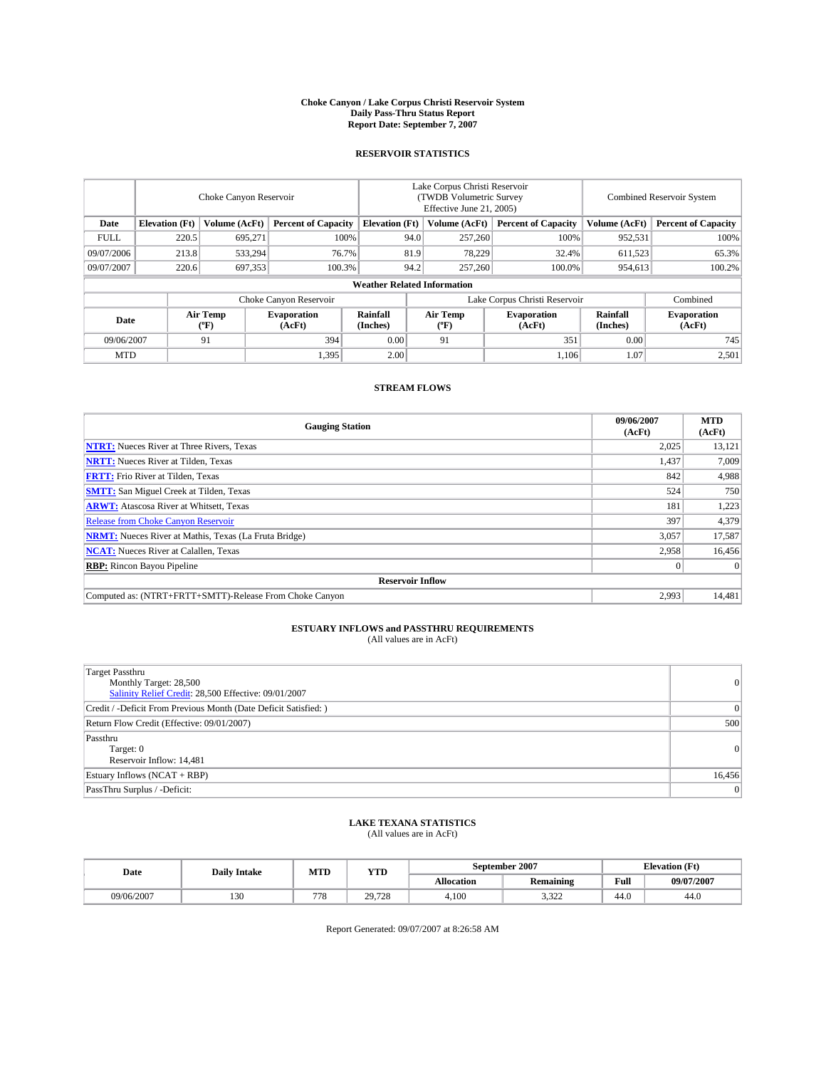# Choke Canyon / Lake Corpus Christi Reservoir System
## Daily Pass-Thru Status Report
### Report Date: September 7, 2007

## RESERVOIR STATISTICS

| | Choke Canyon Reservoir | | | Lake Corpus Christi Reservoir (TWDB Volumetric Survey Effective June 21, 2005) | | | Combined Reservoir System | |
|---|---|---|---|---|---|---|---|---|
| Date | Elevation (Ft) | Volume (AcFt) | Percent of Capacity | Elevation (Ft) | Volume (AcFt) | Percent of Capacity | Volume (AcFt) | Percent of Capacity |
| FULL | 220.5 | 695,271 | 100% | 94.0 | 257,260 | 100% | 952,531 | 100% |
| 09/07/2006 | 213.8 | 533,294 | 76.7% | 81.9 | 78,229 | 32.4% | 611,523 | 65.3% |
| 09/07/2007 | 220.6 | 697,353 | 100.3% | 94.2 | 257,260 | 100.0% | 954,613 | 100.2% |

**Weather Related Information**

| | Choke Canyon Reservoir | | | Lake Corpus Christi Reservoir | | | Combined |
|---|---|---|---|---|---|---|---|
| Date | Air Temp (°F) | Evaporation (AcFt) | Rainfall (Inches) | Air Temp (°F) | Evaporation (AcFt) | Rainfall (Inches) | Evaporation (AcFt) |
| 09/06/2007 | 91 | 394 | 0.00 | 91 | 351 | 0.00 | 745 |
| MTD | | 1,395 | 2.00 | | 1,106 | 1.07 | 2,501 |

## STREAM FLOWS

| Gauging Station | 09/06/2007 (AcFt) | MTD (AcFt) |
|---|---|---|
| **NTRT:** Nueces River at Three Rivers, Texas | 2,025 | 13,121 |
| **NRTT:** Nueces River at Tilden, Texas | 1,437 | 7,009 |
| **FRTT:** Frio River at Tilden, Texas | 842 | 4,988 |
| **SMTT:** San Miguel Creek at Tilden, Texas | 524 | 750 |
| **ARWT:** Atascosa River at Whitsett, Texas | 181 | 1,223 |
| Release from Choke Canyon Reservoir | 397 | 4,379 |
| **NRMT:** Nueces River at Mathis, Texas (La Fruta Bridge) | 3,057 | 17,587 |
| **NCAT:** Nueces River at Calallen, Texas | 2,958 | 16,456 |
| **RBP:** Rincon Bayou Pipeline | 0 | 0 |
| **Reservoir Inflow** | | |
| Computed as: (NTRT+FRTT+SMTT)-Release From Choke Canyon | 2,993 | 14,481 |

## ESTUARY INFLOWS and PASSTHRU REQUIREMENTS
(All values are in AcFt)

| | |
|---|---|
| Target Passthru<br>Monthly Target: 28,500<br>Salinity Relief Credit: 28,500 Effective: 09/01/2007 | 0 |
| Credit / -Deficit From Previous Month (Date Deficit Satisfied: ) | 0 |
| Return Flow Credit (Effective: 09/01/2007) | 500 |
| Passthru<br>Target: 0<br>Reservoir Inflow: 14,481 | 0 |
| Estuary Inflows (NCAT + RBP) | 16,456 |
| PassThru Surplus / -Deficit: | 0 |

## LAKE TEXANA STATISTICS
(All values are in AcFt)

| Date | Daily Intake | MTD | YTD | September 2007 | | Elevation (Ft) | |
|---|---|---|---|---|---|---|---|
| | | | | Allocation | Remaining | Full | 09/07/2007 |
| 09/06/2007 | 130 | 778 | 29,728 | 4,100 | 3,322 | 44.0 | 44.0 |

Report Generated: 09/07/2007 at 8:26:58 AM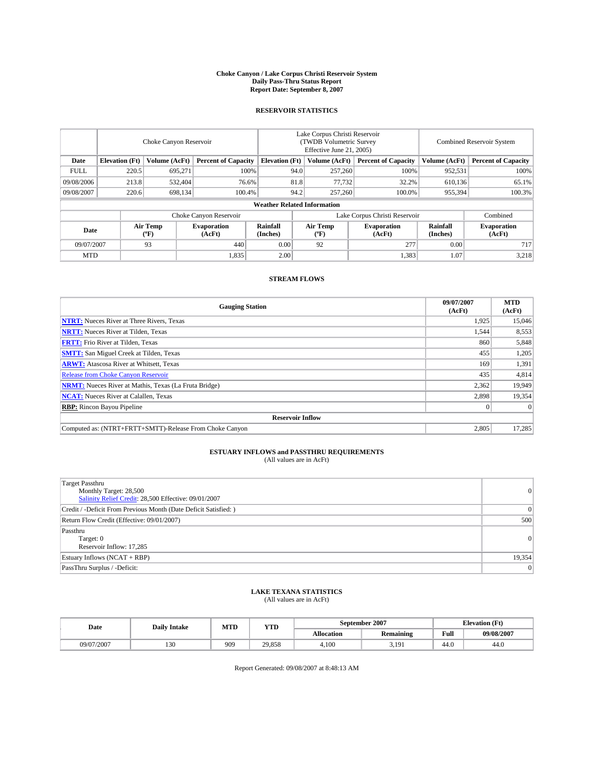# Choke Canyon / Lake Corpus Christi Reservoir System
## Daily Pass-Thru Status Report
### Report Date: September 8, 2007

## RESERVOIR STATISTICS

| | Choke Canyon Reservoir | | | Lake Corpus Christi Reservoir (TWDB Volumetric Survey Effective June 21, 2005) | | | Combined Reservoir System | |
|---|---|---|---|---|---|---|---|---|
| Date | Elevation (Ft) | Volume (AcFt) | Percent of Capacity | Elevation (Ft) | Volume (AcFt) | Percent of Capacity | Volume (AcFt) | Percent of Capacity |
| FULL | 220.5 | 695,271 | 100% | 94.0 | 257,260 | 100% | 952,531 | 100% |
| 09/08/2006 | 213.8 | 532,404 | 76.6% | 81.8 | 77,732 | 32.2% | 610,136 | 65.1% |
| 09/08/2007 | 220.6 | 698,134 | 100.4% | 94.2 | 257,260 | 100.0% | 955,394 | 100.3% |

**Weather Related Information**

| | Choke Canyon Reservoir | | | Lake Corpus Christi Reservoir | | | Combined |
|---|---|---|---|---|---|---|---|
| Date | Air Temp (°F) | Evaporation (AcFt) | Rainfall (Inches) | Air Temp (°F) | Evaporation (AcFt) | Rainfall (Inches) | Evaporation (AcFt) |
| 09/07/2007 | 93 | 440 | 0.00 | 92 | 277 | 0.00 | 717 |
| MTD | | 1,835 | 2.00 | | 1,383 | 1.07 | 3,218 |

## STREAM FLOWS

| Gauging Station | 09/07/2007 (AcFt) | MTD (AcFt) |
|---|---|---|
| **NTRT:** Nueces River at Three Rivers, Texas | 1,925 | 15,046 |
| **NRTT:** Nueces River at Tilden, Texas | 1,544 | 8,553 |
| **FRTT:** Frio River at Tilden, Texas | 860 | 5,848 |
| **SMTT:** San Miguel Creek at Tilden, Texas | 455 | 1,205 |
| **ARWT:** Atascosa River at Whitsett, Texas | 169 | 1,391 |
| Release from Choke Canyon Reservoir | 435 | 4,814 |
| **NRMT:** Nueces River at Mathis, Texas (La Fruta Bridge) | 2,362 | 19,949 |
| **NCAT:** Nueces River at Calallen, Texas | 2,898 | 19,354 |
| **RBP:** Rincon Bayou Pipeline | 0 | 0 |
| **Reservoir Inflow** | | |
| Computed as: (NTRT+FRTT+SMTT)-Release From Choke Canyon | 2,805 | 17,285 |

## ESTUARY INFLOWS and PASSTHRU REQUIREMENTS
(All values are in AcFt)

| | |
|---|---|
| Target Passthru<br>Monthly Target: 28,500<br>Salinity Relief Credit: 28,500 Effective: 09/01/2007 | 0 |
| Credit / -Deficit From Previous Month (Date Deficit Satisfied: ) | 0 |
| Return Flow Credit (Effective: 09/01/2007) | 500 |
| Passthru<br>Target: 0<br>Reservoir Inflow: 17,285 | 0 |
| Estuary Inflows (NCAT + RBP) | 19,354 |
| PassThru Surplus / -Deficit: | 0 |

## LAKE TEXANA STATISTICS
(All values are in AcFt)

| Date | Daily Intake | MTD | YTD | September 2007 | | Elevation (Ft) | |
|---|---|---|---|---|---|---|---|
| | | | | Allocation | Remaining | Full | 09/08/2007 |
| 09/07/2007 | 130 | 909 | 29,858 | 4,100 | 3,191 | 44.0 | 44.0 |

Report Generated: 09/08/2007 at 8:48:13 AM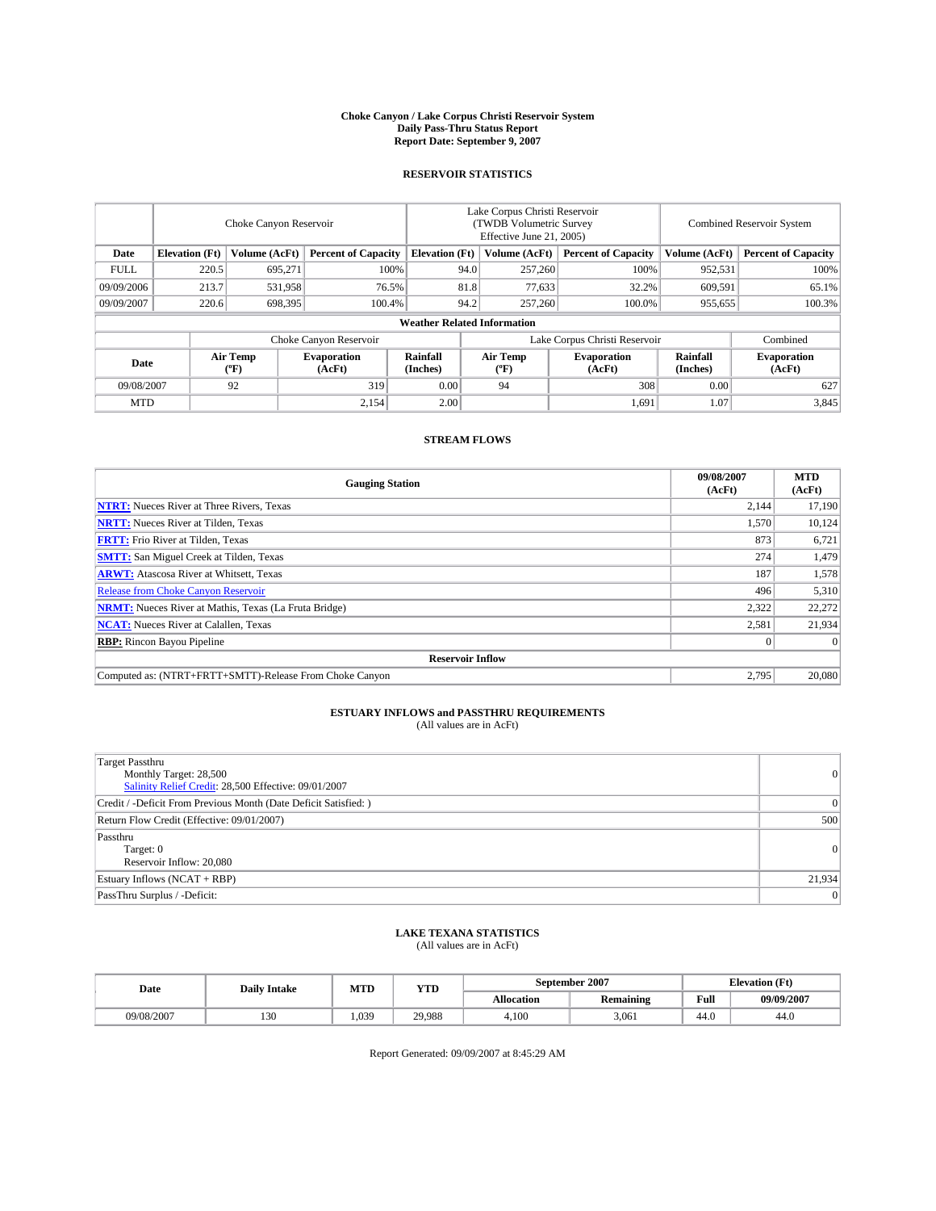# Choke Canyon / Lake Corpus Christi Reservoir System
## Daily Pass-Thru Status Report
### Report Date: September 9, 2007

## RESERVOIR STATISTICS

| | Choke Canyon Reservoir | | | Lake Corpus Christi Reservoir (TWDB Volumetric Survey Effective June 21, 2005) | | | Combined Reservoir System | |
|---|---|---|---|---|---|---|---|---|
| Date | Elevation (Ft) | Volume (AcFt) | Percent of Capacity | Elevation (Ft) | Volume (AcFt) | Percent of Capacity | Volume (AcFt) | Percent of Capacity |
| FULL | 220.5 | 695,271 | 100% | 94.0 | 257,260 | 100% | 952,531 | 100% |
| 09/09/2006 | 213.7 | 531,958 | 76.5% | 81.8 | 77,633 | 32.2% | 609,591 | 65.1% |
| 09/09/2007 | 220.6 | 698,395 | 100.4% | 94.2 | 257,260 | 100.0% | 955,655 | 100.3% |

**Weather Related Information**

| | Choke Canyon Reservoir | | | Lake Corpus Christi Reservoir | | | Combined |
|---|---|---|---|---|---|---|---|
| Date | Air Temp (°F) | Evaporation (AcFt) | Rainfall (Inches) | Air Temp (°F) | Evaporation (AcFt) | Rainfall (Inches) | Evaporation (AcFt) |
| 09/08/2007 | 92 | 319 | 0.00 | 94 | 308 | 0.00 | 627 |
| MTD | | 2,154 | 2.00 | | 1,691 | 1.07 | 3,845 |

## STREAM FLOWS

| Gauging Station | 09/08/2007 (AcFt) | MTD (AcFt) |
|---|---|---|
| **NTRT:** Nueces River at Three Rivers, Texas | 2,144 | 17,190 |
| **NRTT:** Nueces River at Tilden, Texas | 1,570 | 10,124 |
| **FRTT:** Frio River at Tilden, Texas | 873 | 6,721 |
| **SMTT:** San Miguel Creek at Tilden, Texas | 274 | 1,479 |
| **ARWT:** Atascosa River at Whitsett, Texas | 187 | 1,578 |
| Release from Choke Canyon Reservoir | 496 | 5,310 |
| **NRMT:** Nueces River at Mathis, Texas (La Fruta Bridge) | 2,322 | 22,272 |
| **NCAT:** Nueces River at Calallen, Texas | 2,581 | 21,934 |
| **RBP:** Rincon Bayou Pipeline | 0 | 0 |
| **Reservoir Inflow** | | |
| Computed as: (NTRT+FRTT+SMTT)-Release From Choke Canyon | 2,795 | 20,080 |

## ESTUARY INFLOWS and PASSTHRU REQUIREMENTS
(All values are in AcFt)

| | |
|---|---|
| Target Passthru<br>Monthly Target: 28,500<br>Salinity Relief Credit: 28,500 Effective: 09/01/2007 | 0 |
| Credit / -Deficit From Previous Month (Date Deficit Satisfied: ) | 0 |
| Return Flow Credit (Effective: 09/01/2007) | 500 |
| Passthru<br>Target: 0<br>Reservoir Inflow: 20,080 | 0 |
| Estuary Inflows (NCAT + RBP) | 21,934 |
| PassThru Surplus / -Deficit: | 0 |

## LAKE TEXANA STATISTICS
(All values are in AcFt)

| Date | Daily Intake | MTD | YTD | September 2007 | | Elevation (Ft) | |
|---|---|---|---|---|---|---|---|
| | | | | Allocation | Remaining | Full | 09/09/2007 |
| 09/08/2007 | 130 | 1,039 | 29,988 | 4,100 | 3,061 | 44.0 | 44.0 |

Report Generated: 09/09/2007 at 8:45:29 AM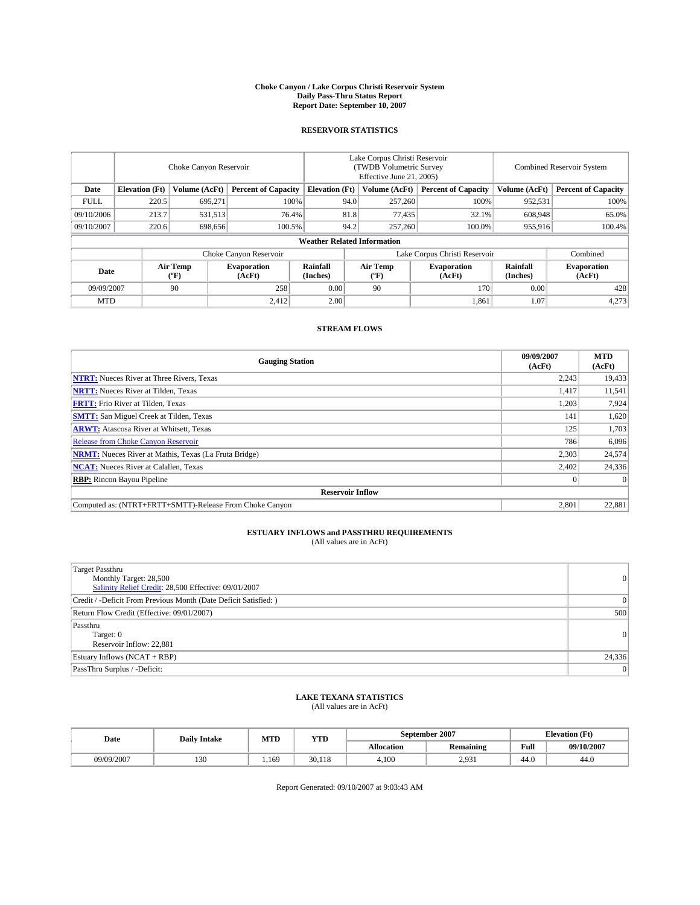# Choke Canyon / Lake Corpus Christi Reservoir System
## Daily Pass-Thru Status Report
## Report Date: September 10, 2007

### RESERVOIR STATISTICS

| | Choke Canyon Reservoir | | | Lake Corpus Christi Reservoir (TWDB Volumetric Survey Effective June 21, 2005) | | | Combined Reservoir System | |
|---|---|---|---|---|---|---|---|---|
| **Date** | **Elevation (Ft)** | **Volume (AcFt)** | **Percent of Capacity** | **Elevation (Ft)** | **Volume (AcFt)** | **Percent of Capacity** | **Volume (AcFt)** | **Percent of Capacity** |
| FULL | 220.5 | 695,271 | 100% | 94.0 | 257,260 | 100% | 952,531 | 100% |
| 09/10/2006 | 213.7 | 531,513 | 76.4% | 81.8 | 77,435 | 32.1% | 608,948 | 65.0% |
| 09/10/2007 | 220.6 | 698,656 | 100.5% | 94.2 | 257,260 | 100.0% | 955,916 | 100.4% |

**Weather Related Information**

| | Choke Canyon Reservoir | | | Lake Corpus Christi Reservoir | | | Combined |
|---|---|---|---|---|---|---|---|
| **Date** | **Air Temp (°F)** | **Evaporation (AcFt)** | **Rainfall (Inches)** | **Air Temp (°F)** | **Evaporation (AcFt)** | **Rainfall (Inches)** | **Evaporation (AcFt)** |
| 09/09/2007 | 90 | 258 | 0.00 | 90 | 170 | 0.00 | 428 |
| MTD | | 2,412 | 2.00 | | 1,861 | 1.07 | 4,273 |

### STREAM FLOWS

| Gauging Station | 09/09/2007 (AcFt) | MTD (AcFt) |
|---|---|---|
| **NTRT:** Nueces River at Three Rivers, Texas | 2,243 | 19,433 |
| **NRTT:** Nueces River at Tilden, Texas | 1,417 | 11,541 |
| **FRTT:** Frio River at Tilden, Texas | 1,203 | 7,924 |
| **SMTT:** San Miguel Creek at Tilden, Texas | 141 | 1,620 |
| **ARWT:** Atascosa River at Whitsett, Texas | 125 | 1,703 |
| Release from Choke Canyon Reservoir | 786 | 6,096 |
| **NRMT:** Nueces River at Mathis, Texas (La Fruta Bridge) | 2,303 | 24,574 |
| **NCAT:** Nueces River at Calallen, Texas | 2,402 | 24,336 |
| **RBP:** Rincon Bayou Pipeline | 0 | 0 |
| **Reservoir Inflow** | | |
| Computed as: (NTRT+FRTT+SMTT)-Release From Choke Canyon | 2,801 | 22,881 |

### ESTUARY INFLOWS and PASSTHRU REQUIREMENTS
(All values are in AcFt)

| | |
|---|---|
| Target Passthru<br>Monthly Target: 28,500<br>Salinity Relief Credit: 28,500 Effective: 09/01/2007 | 0 |
| Credit / -Deficit From Previous Month (Date Deficit Satisfied: ) | 0 |
| Return Flow Credit (Effective: 09/01/2007) | 500 |
| Passthru<br>Target: 0<br>Reservoir Inflow: 22,881 | 0 |
| Estuary Inflows (NCAT + RBP) | 24,336 |
| PassThru Surplus / -Deficit: | 0 |

### LAKE TEXANA STATISTICS
(All values are in AcFt)

| Date | Daily Intake | MTD | YTD | September 2007 | | Elevation (Ft) | |
|---|---|---|---|---|---|---|---|
| | | | | **Allocation** | **Remaining** | **Full** | **09/10/2007** |
| 09/09/2007 | 130 | 1,169 | 30,118 | 4,100 | 2,931 | 44.0 | 44.0 |

Report Generated: 09/10/2007 at 9:03:43 AM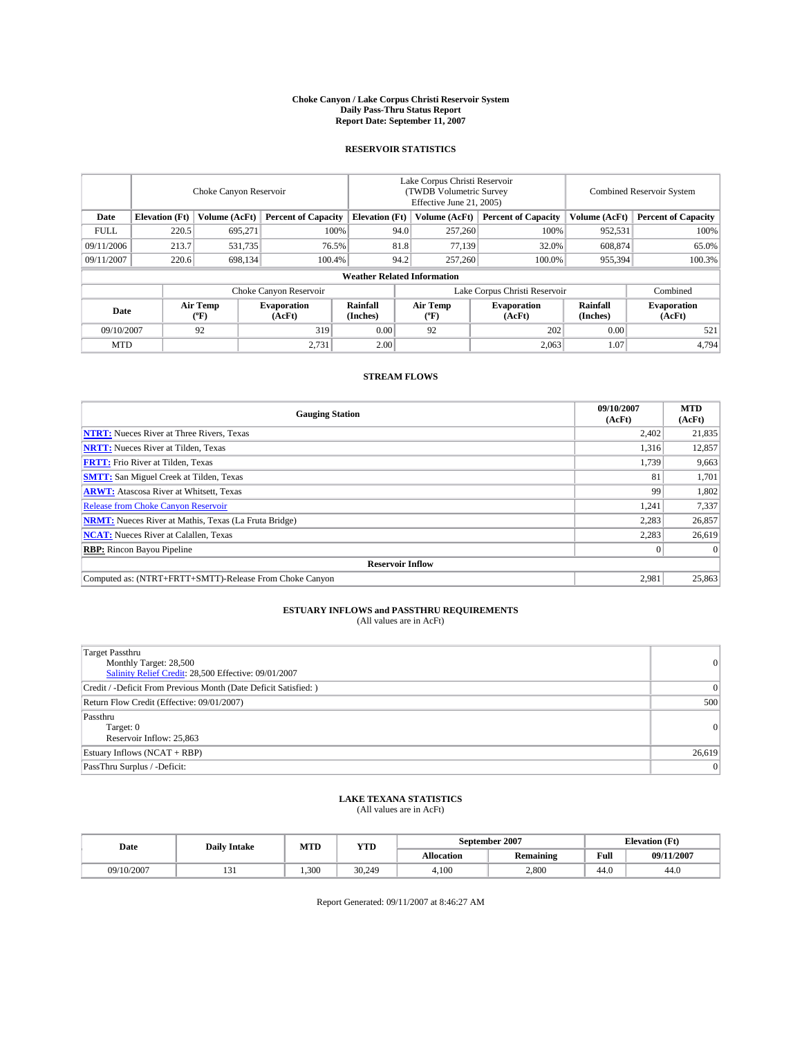# Choke Canyon / Lake Corpus Christi Reservoir System
## Daily Pass-Thru Status Report
### Report Date: September 11, 2007

## RESERVOIR STATISTICS

| | Choke Canyon Reservoir | | | Lake Corpus Christi Reservoir (TWDB Volumetric Survey Effective June 21, 2005) | | | Combined Reservoir System | |
|---|---|---|---|---|---|---|---|---|
| Date | Elevation (Ft) | Volume (AcFt) | Percent of Capacity | Elevation (Ft) | Volume (AcFt) | Percent of Capacity | Volume (AcFt) | Percent of Capacity |
| FULL | 220.5 | 695,271 | 100% | 94.0 | 257,260 | 100% | 952,531 | 100% |
| 09/11/2006 | 213.7 | 531,735 | 76.5% | 81.8 | 77,139 | 32.0% | 608,874 | 65.0% |
| 09/11/2007 | 220.6 | 698,134 | 100.4% | 94.2 | 257,260 | 100.0% | 955,394 | 100.3% |

**Weather Related Information**

| | Choke Canyon Reservoir | | | Lake Corpus Christi Reservoir | | | Combined |
|---|---|---|---|---|---|---|---|
| Date | Air Temp (°F) | Evaporation (AcFt) | Rainfall (Inches) | Air Temp (°F) | Evaporation (AcFt) | Rainfall (Inches) | Evaporation (AcFt) |
| 09/10/2007 | 92 | 319 | 0.00 | 92 | 202 | 0.00 | 521 |
| MTD | | 2,731 | 2.00 | | 2,063 | 1.07 | 4,794 |

## STREAM FLOWS

| Gauging Station | 09/10/2007 (AcFt) | MTD (AcFt) |
|---|---|---|
| **NTRT:** Nueces River at Three Rivers, Texas | 2,402 | 21,835 |
| **NRTT:** Nueces River at Tilden, Texas | 1,316 | 12,857 |
| **FRTT:** Frio River at Tilden, Texas | 1,739 | 9,663 |
| **SMTT:** San Miguel Creek at Tilden, Texas | 81 | 1,701 |
| **ARWT:** Atascosa River at Whitsett, Texas | 99 | 1,802 |
| Release from Choke Canyon Reservoir | 1,241 | 7,337 |
| **NRMT:** Nueces River at Mathis, Texas (La Fruta Bridge) | 2,283 | 26,857 |
| **NCAT:** Nueces River at Calallen, Texas | 2,283 | 26,619 |
| **RBP:** Rincon Bayou Pipeline | 0 | 0 |
| **Reservoir Inflow** | | |
| Computed as: (NTRT+FRTT+SMTT)-Release From Choke Canyon | 2,981 | 25,863 |

## ESTUARY INFLOWS and PASSTHRU REQUIREMENTS
(All values are in AcFt)

| | |
|---|---|
| Target Passthru<br>Monthly Target: 28,500<br>Salinity Relief Credit: 28,500 Effective: 09/01/2007 | 0 |
| Credit / -Deficit From Previous Month (Date Deficit Satisfied: ) | 0 |
| Return Flow Credit (Effective: 09/01/2007) | 500 |
| Passthru<br>Target: 0<br>Reservoir Inflow: 25,863 | 0 |
| Estuary Inflows (NCAT + RBP) | 26,619 |
| PassThru Surplus / -Deficit: | 0 |

## LAKE TEXANA STATISTICS
(All values are in AcFt)

| Date | Daily Intake | MTD | YTD | September 2007 | | Elevation (Ft) | |
|---|---|---|---|---|---|---|---|
| | | | | Allocation | Remaining | Full | 09/11/2007 |
| 09/10/2007 | 131 | 1,300 | 30,249 | 4,100 | 2,800 | 44.0 | 44.0 |

Report Generated: 09/11/2007 at 8:46:27 AM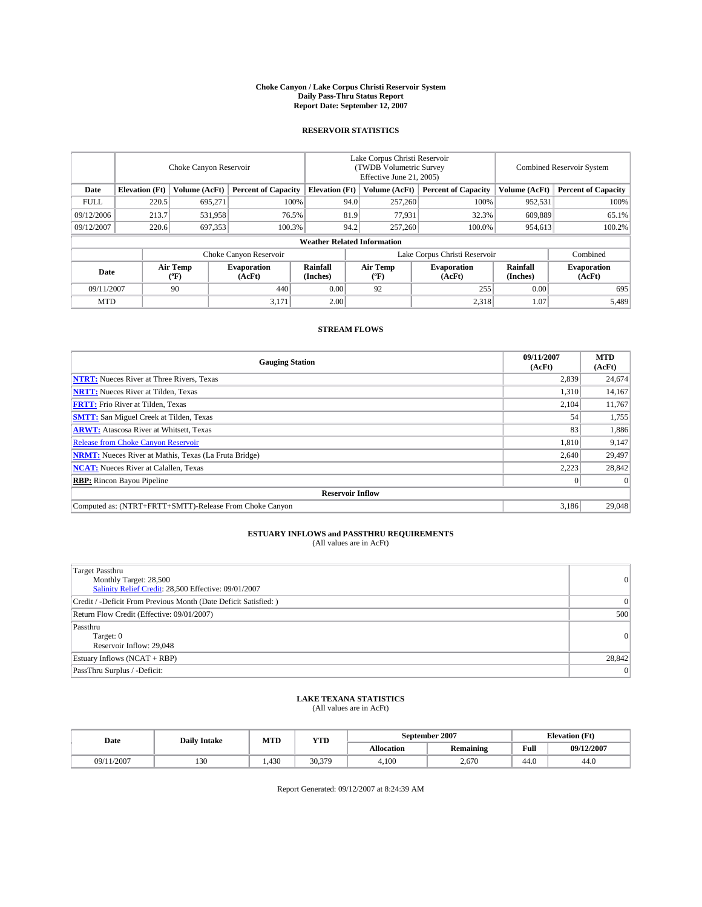# Choke Canyon / Lake Corpus Christi Reservoir System
## Daily Pass-Thru Status Report
## Report Date: September 12, 2007

### RESERVOIR STATISTICS

| | Choke Canyon Reservoir | | | Lake Corpus Christi Reservoir (TWDB Volumetric Survey Effective June 21, 2005) | | | Combined Reservoir System | |
|---|---|---|---|---|---|---|---|---|
| Date | Elevation (Ft) | Volume (AcFt) | Percent of Capacity | Elevation (Ft) | Volume (AcFt) | Percent of Capacity | Volume (AcFt) | Percent of Capacity |
| FULL | 220.5 | 695,271 | 100% | 94.0 | 257,260 | 100% | 952,531 | 100% |
| 09/12/2006 | 213.7 | 531,958 | 76.5% | 81.9 | 77,931 | 32.3% | 609,889 | 65.1% |
| 09/12/2007 | 220.6 | 697,353 | 100.3% | 94.2 | 257,260 | 100.0% | 954,613 | 100.2% |

**Weather Related Information**

| | Choke Canyon Reservoir | | | Lake Corpus Christi Reservoir | | | Combined |
|---|---|---|---|---|---|---|---|
| Date | Air Temp (°F) | Evaporation (AcFt) | Rainfall (Inches) | Air Temp (°F) | Evaporation (AcFt) | Rainfall (Inches) | Evaporation (AcFt) |
| 09/11/2007 | 90 | 440 | 0.00 | 92 | 255 | 0.00 | 695 |
| MTD | | 3,171 | 2.00 | | 2,318 | 1.07 | 5,489 |

### STREAM FLOWS

| Gauging Station | 09/11/2007 (AcFt) | MTD (AcFt) |
|---|---|---|
| **NTRT:** Nueces River at Three Rivers, Texas | 2,839 | 24,674 |
| **NRTT:** Nueces River at Tilden, Texas | 1,310 | 14,167 |
| **FRTT:** Frio River at Tilden, Texas | 2,104 | 11,767 |
| **SMTT:** San Miguel Creek at Tilden, Texas | 54 | 1,755 |
| **ARWT:** Atascosa River at Whitsett, Texas | 83 | 1,886 |
| Release from Choke Canyon Reservoir | 1,810 | 9,147 |
| **NRMT:** Nueces River at Mathis, Texas (La Fruta Bridge) | 2,640 | 29,497 |
| **NCAT:** Nueces River at Calallen, Texas | 2,223 | 28,842 |
| **RBP:** Rincon Bayou Pipeline | 0 | 0 |
| **Reservoir Inflow** | | |
| Computed as: (NTRT+FRTT+SMTT)-Release From Choke Canyon | 3,186 | 29,048 |

### ESTUARY INFLOWS and PASSTHRU REQUIREMENTS
(All values are in AcFt)

| | |
|---|---|
| Target Passthru<br>Monthly Target: 28,500<br>Salinity Relief Credit: 28,500 Effective: 09/01/2007 | 0 |
| Credit / -Deficit From Previous Month (Date Deficit Satisfied: ) | 0 |
| Return Flow Credit (Effective: 09/01/2007) | 500 |
| Passthru<br>Target: 0<br>Reservoir Inflow: 29,048 | 0 |
| Estuary Inflows (NCAT + RBP) | 28,842 |
| PassThru Surplus / -Deficit: | 0 |

### LAKE TEXANA STATISTICS
(All values are in AcFt)

| Date | Daily Intake | MTD | YTD | September 2007 | | Elevation (Ft) | |
|---|---|---|---|---|---|---|---|
| | | | | Allocation | Remaining | Full | 09/12/2007 |
| 09/11/2007 | 130 | 1,430 | 30,379 | 4,100 | 2,670 | 44.0 | 44.0 |

Report Generated: 09/12/2007 at 8:24:39 AM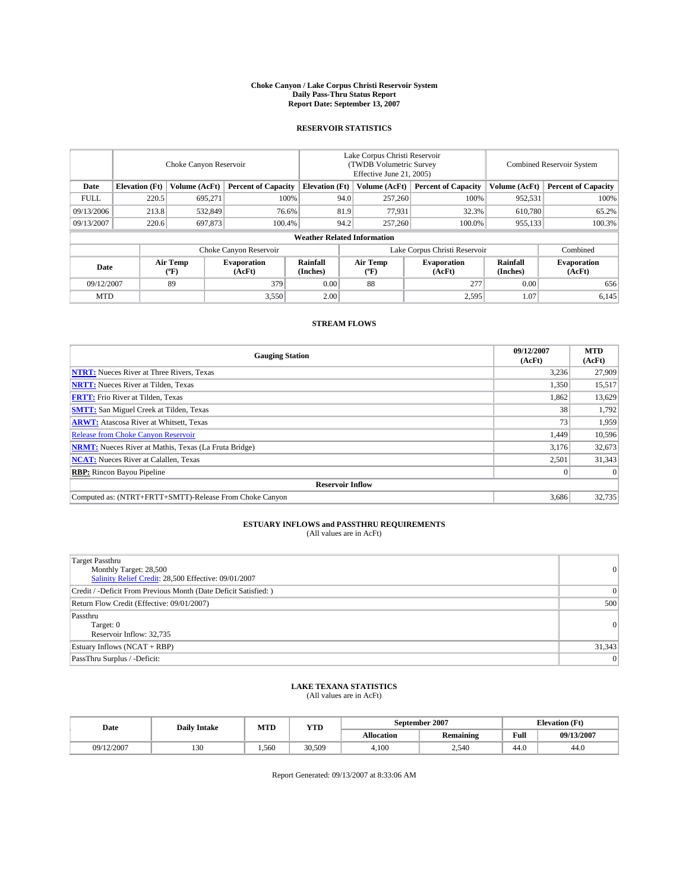# Choke Canyon / Lake Corpus Christi Reservoir System
## Daily Pass-Thru Status Report
## Report Date: September 13, 2007

### RESERVOIR STATISTICS

| | Choke Canyon Reservoir | | | Lake Corpus Christi Reservoir (TWDB Volumetric Survey Effective June 21, 2005) | | | Combined Reservoir System | |
|---|---|---|---|---|---|---|---|---|
| Date | Elevation (Ft) | Volume (AcFt) | Percent of Capacity | Elevation (Ft) | Volume (AcFt) | Percent of Capacity | Volume (AcFt) | Percent of Capacity |
| FULL | 220.5 | 695,271 | 100% | 94.0 | 257,260 | 100% | 952,531 | 100% |
| 09/13/2006 | 213.8 | 532,849 | 76.6% | 81.9 | 77,931 | 32.3% | 610,780 | 65.2% |
| 09/13/2007 | 220.6 | 697,873 | 100.4% | 94.2 | 257,260 | 100.0% | 955,133 | 100.3% |

**Weather Related Information**

| | Choke Canyon Reservoir | | | Lake Corpus Christi Reservoir | | | Combined |
|---|---|---|---|---|---|---|---|
| Date | Air Temp (°F) | Evaporation (AcFt) | Rainfall (Inches) | Air Temp (°F) | Evaporation (AcFt) | Rainfall (Inches) | Evaporation (AcFt) |
| 09/12/2007 | 89 | 379 | 0.00 | 88 | 277 | 0.00 | 656 |
| MTD | | 3,550 | 2.00 | | 2,595 | 1.07 | 6,145 |

### STREAM FLOWS

| Gauging Station | 09/12/2007 (AcFt) | MTD (AcFt) |
|---|---|---|
| **NTRT:** Nueces River at Three Rivers, Texas | 3,236 | 27,909 |
| **NRTT:** Nueces River at Tilden, Texas | 1,350 | 15,517 |
| **FRTT:** Frio River at Tilden, Texas | 1,862 | 13,629 |
| **SMTT:** San Miguel Creek at Tilden, Texas | 38 | 1,792 |
| **ARWT:** Atascosa River at Whitsett, Texas | 73 | 1,959 |
| Release from Choke Canyon Reservoir | 1,449 | 10,596 |
| **NRMT:** Nueces River at Mathis, Texas (La Fruta Bridge) | 3,176 | 32,673 |
| **NCAT:** Nueces River at Calallen, Texas | 2,501 | 31,343 |
| **RBP:** Rincon Bayou Pipeline | 0 | 0 |
| **Reservoir Inflow** | | |
| Computed as: (NTRT+FRTT+SMTT)-Release From Choke Canyon | 3,686 | 32,735 |

### ESTUARY INFLOWS and PASSTHRU REQUIREMENTS
(All values are in AcFt)

| | |
|---|---|
| Target Passthru<br>Monthly Target: 28,500<br>Salinity Relief Credit: 28,500 Effective: 09/01/2007 | 0 |
| Credit / -Deficit From Previous Month (Date Deficit Satisfied: ) | 0 |
| Return Flow Credit (Effective: 09/01/2007) | 500 |
| Passthru<br>Target: 0<br>Reservoir Inflow: 32,735 | 0 |
| Estuary Inflows (NCAT + RBP) | 31,343 |
| PassThru Surplus / -Deficit: | 0 |

### LAKE TEXANA STATISTICS
(All values are in AcFt)

| Date | Daily Intake | MTD | YTD | September 2007 | | Elevation (Ft) | |
|---|---|---|---|---|---|---|---|
| | | | | Allocation | Remaining | Full | 09/13/2007 |
| 09/12/2007 | 130 | 1,560 | 30,509 | 4,100 | 2,540 | 44.0 | 44.0 |

Report Generated: 09/13/2007 at 8:33:06 AM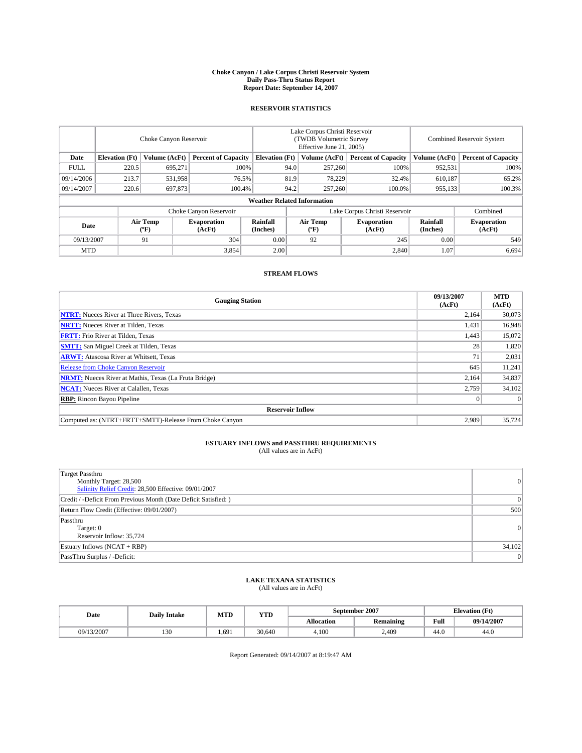# Choke Canyon / Lake Corpus Christi Reservoir System
## Daily Pass-Thru Status Report
### Report Date: September 14, 2007

## RESERVOIR STATISTICS

| | Choke Canyon Reservoir | | | Lake Corpus Christi Reservoir (TWDB Volumetric Survey Effective June 21, 2005) | | | Combined Reservoir System | |
|---|---|---|---|---|---|---|---|---|
| Date | Elevation (Ft) | Volume (AcFt) | Percent of Capacity | Elevation (Ft) | Volume (AcFt) | Percent of Capacity | Volume (AcFt) | Percent of Capacity |
| FULL | 220.5 | 695,271 | 100% | 94.0 | 257,260 | 100% | 952,531 | 100% |
| 09/14/2006 | 213.7 | 531,958 | 76.5% | 81.9 | 78,229 | 32.4% | 610,187 | 65.2% |
| 09/14/2007 | 220.6 | 697,873 | 100.4% | 94.2 | 257,260 | 100.0% | 955,133 | 100.3% |

### Weather Related Information

| | Choke Canyon Reservoir | | | Lake Corpus Christi Reservoir | | | Combined |
|---|---|---|---|---|---|---|---|
| Date | Air Temp (°F) | Evaporation (AcFt) | Rainfall (Inches) | Air Temp (°F) | Evaporation (AcFt) | Rainfall (Inches) | Evaporation (AcFt) |
| 09/13/2007 | 91 | 304 | 0.00 | 92 | 245 | 0.00 | 549 |
| MTD | | 3,854 | 2.00 | | 2,840 | 1.07 | 6,694 |

## STREAM FLOWS

| Gauging Station | 09/13/2007 (AcFt) | MTD (AcFt) |
|---|---|---|
| **NTRT:** Nueces River at Three Rivers, Texas | 2,164 | 30,073 |
| **NRTT:** Nueces River at Tilden, Texas | 1,431 | 16,948 |
| **FRTT:** Frio River at Tilden, Texas | 1,443 | 15,072 |
| **SMTT:** San Miguel Creek at Tilden, Texas | 28 | 1,820 |
| **ARWT:** Atascosa River at Whitsett, Texas | 71 | 2,031 |
| Release from Choke Canyon Reservoir | 645 | 11,241 |
| **NRMT:** Nueces River at Mathis, Texas (La Fruta Bridge) | 2,164 | 34,837 |
| **NCAT:** Nueces River at Calallen, Texas | 2,759 | 34,102 |
| **RBP:** Rincon Bayou Pipeline | 0 | 0 |
| **Reservoir Inflow** | | |
| Computed as: (NTRT+FRTT+SMTT)-Release From Choke Canyon | 2,989 | 35,724 |

## ESTUARY INFLOWS and PASSTHRU REQUIREMENTS
(All values are in AcFt)

| | |
|---|---|
| Target Passthru<br>Monthly Target: 28,500<br>Salinity Relief Credit: 28,500 Effective: 09/01/2007 | 0 |
| Credit / -Deficit From Previous Month (Date Deficit Satisfied: ) | 0 |
| Return Flow Credit (Effective: 09/01/2007) | 500 |
| Passthru<br>Target: 0<br>Reservoir Inflow: 35,724 | 0 |
| Estuary Inflows (NCAT + RBP) | 34,102 |
| PassThru Surplus / -Deficit: | 0 |

## LAKE TEXANA STATISTICS
(All values are in AcFt)

| Date | Daily Intake | MTD | YTD | September 2007 | | Elevation (Ft) | |
|---|---|---|---|---|---|---|---|
| | | | | Allocation | Remaining | Full | 09/14/2007 |
| 09/13/2007 | 130 | 1,691 | 30,640 | 4,100 | 2,409 | 44.0 | 44.0 |

Report Generated: 09/14/2007 at 8:19:47 AM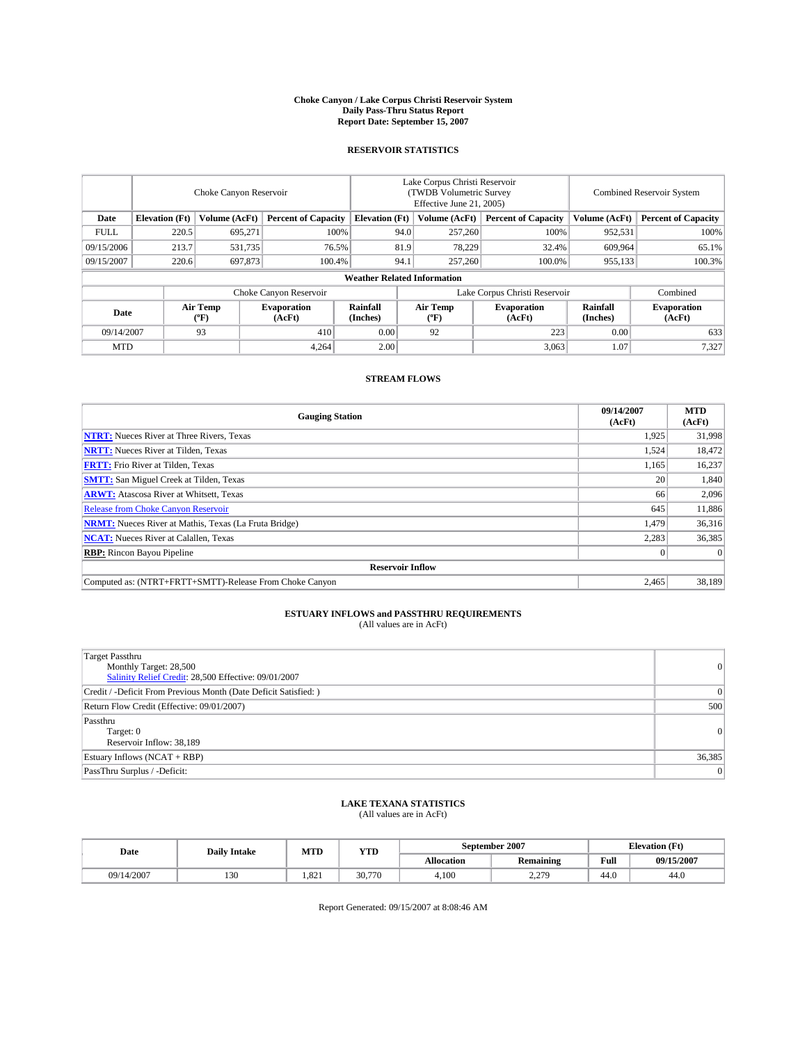# Choke Canyon / Lake Corpus Christi Reservoir System
## Daily Pass-Thru Status Report
## Report Date: September 15, 2007

### RESERVOIR STATISTICS

| | Choke Canyon Reservoir | | | Lake Corpus Christi Reservoir (TWDB Volumetric Survey Effective June 21, 2005) | | | Combined Reservoir System | |
|---|---|---|---|---|---|---|---|---|
| Date | Elevation (Ft) | Volume (AcFt) | Percent of Capacity | Elevation (Ft) | Volume (AcFt) | Percent of Capacity | Volume (AcFt) | Percent of Capacity |
| FULL | 220.5 | 695,271 | 100% | 94.0 | 257,260 | 100% | 952,531 | 100% |
| 09/15/2006 | 213.7 | 531,735 | 76.5% | 81.9 | 78,229 | 32.4% | 609,964 | 65.1% |
| 09/15/2007 | 220.6 | 697,873 | 100.4% | 94.1 | 257,260 | 100.0% | 955,133 | 100.3% |

**Weather Related Information**

| | Choke Canyon Reservoir | | | Lake Corpus Christi Reservoir | | | Combined |
|---|---|---|---|---|---|---|---|
| Date | Air Temp (°F) | Evaporation (AcFt) | Rainfall (Inches) | Air Temp (°F) | Evaporation (AcFt) | Rainfall (Inches) | Evaporation (AcFt) |
| 09/14/2007 | 93 | 410 | 0.00 | 92 | 223 | 0.00 | 633 |
| MTD | | 4,264 | 2.00 | | 3,063 | 1.07 | 7,327 |

### STREAM FLOWS

| Gauging Station | 09/14/2007 (AcFt) | MTD (AcFt) |
|---|---|---|
| **NTRT:** Nueces River at Three Rivers, Texas | 1,925 | 31,998 |
| **NRTT:** Nueces River at Tilden, Texas | 1,524 | 18,472 |
| **FRTT:** Frio River at Tilden, Texas | 1,165 | 16,237 |
| **SMTT:** San Miguel Creek at Tilden, Texas | 20 | 1,840 |
| **ARWT:** Atascosa River at Whitsett, Texas | 66 | 2,096 |
| Release from Choke Canyon Reservoir | 645 | 11,886 |
| **NRMT:** Nueces River at Mathis, Texas (La Fruta Bridge) | 1,479 | 36,316 |
| **NCAT:** Nueces River at Calallen, Texas | 2,283 | 36,385 |
| **RBP:** Rincon Bayou Pipeline | 0 | 0 |
| **Reservoir Inflow** | | |
| Computed as: (NTRT+FRTT+SMTT)-Release From Choke Canyon | 2,465 | 38,189 |

### ESTUARY INFLOWS and PASSTHRU REQUIREMENTS
(All values are in AcFt)

| | |
|---|---|
| Target Passthru<br>Monthly Target: 28,500<br>Salinity Relief Credit: 28,500 Effective: 09/01/2007 | 0 |
| Credit / -Deficit From Previous Month (Date Deficit Satisfied: ) | 0 |
| Return Flow Credit (Effective: 09/01/2007) | 500 |
| Passthru<br>Target: 0<br>Reservoir Inflow: 38,189 | 0 |
| Estuary Inflows (NCAT + RBP) | 36,385 |
| PassThru Surplus / -Deficit: | 0 |

### LAKE TEXANA STATISTICS
(All values are in AcFt)

| Date | Daily Intake | MTD | YTD | September 2007 | | Elevation (Ft) | |
|---|---|---|---|---|---|---|---|
| | | | | Allocation | Remaining | Full | 09/15/2007 |
| 09/14/2007 | 130 | 1,821 | 30,770 | 4,100 | 2,279 | 44.0 | 44.0 |

Report Generated: 09/15/2007 at 8:08:46 AM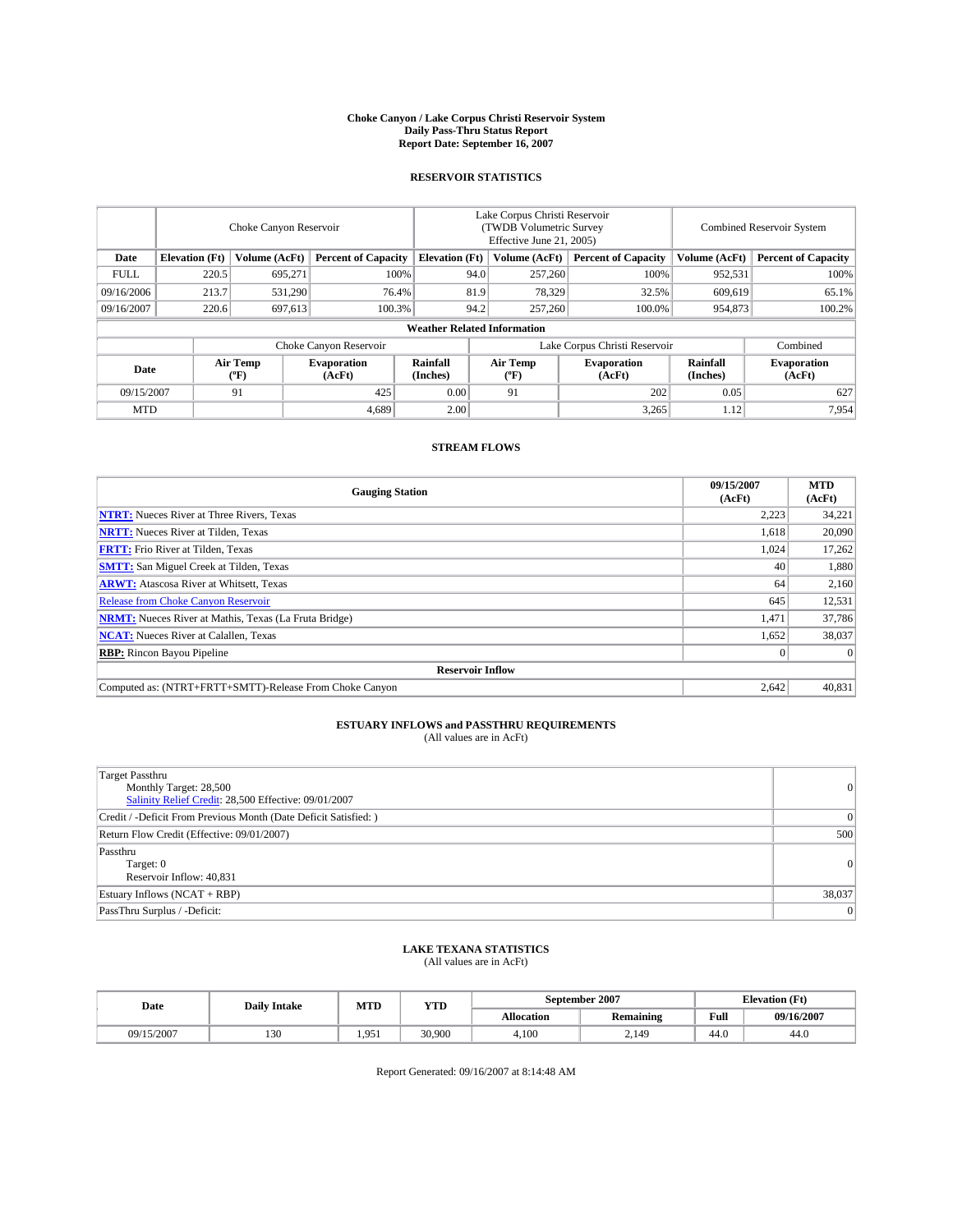# Choke Canyon / Lake Corpus Christi Reservoir System
## Daily Pass-Thru Status Report
### Report Date: September 16, 2007

## RESERVOIR STATISTICS

| | Choke Canyon Reservoir | | | Lake Corpus Christi Reservoir (TWDB Volumetric Survey Effective June 21, 2005) | | | Combined Reservoir System | |
|---|---|---|---|---|---|---|---|---|
| Date | Elevation (Ft) | Volume (AcFt) | Percent of Capacity | Elevation (Ft) | Volume (AcFt) | Percent of Capacity | Volume (AcFt) | Percent of Capacity |
| FULL | 220.5 | 695,271 | 100% | 94.0 | 257,260 | 100% | 952,531 | 100% |
| 09/16/2006 | 213.7 | 531,290 | 76.4% | 81.9 | 78,329 | 32.5% | 609,619 | 65.1% |
| 09/16/2007 | 220.6 | 697,613 | 100.3% | 94.2 | 257,260 | 100.0% | 954,873 | 100.2% |

**Weather Related Information**

| | Choke Canyon Reservoir | | | Lake Corpus Christi Reservoir | | | Combined |
|---|---|---|---|---|---|---|---|
| Date | Air Temp (°F) | Evaporation (AcFt) | Rainfall (Inches) | Air Temp (°F) | Evaporation (AcFt) | Rainfall (Inches) | Evaporation (AcFt) |
| 09/15/2007 | 91 | 425 | 0.00 | 91 | 202 | 0.05 | 627 |
| MTD | | 4,689 | 2.00 | | 3,265 | 1.12 | 7,954 |

## STREAM FLOWS

| Gauging Station | 09/15/2007 (AcFt) | MTD (AcFt) |
|---|---|---|
| **NTRT:** Nueces River at Three Rivers, Texas | 2,223 | 34,221 |
| **NRTT:** Nueces River at Tilden, Texas | 1,618 | 20,090 |
| **FRTT:** Frio River at Tilden, Texas | 1,024 | 17,262 |
| **SMTT:** San Miguel Creek at Tilden, Texas | 40 | 1,880 |
| **ARWT:** Atascosa River at Whitsett, Texas | 64 | 2,160 |
| Release from Choke Canyon Reservoir | 645 | 12,531 |
| **NRMT:** Nueces River at Mathis, Texas (La Fruta Bridge) | 1,471 | 37,786 |
| **NCAT:** Nueces River at Calallen, Texas | 1,652 | 38,037 |
| **RBP:** Rincon Bayou Pipeline | 0 | 0 |
| **Reservoir Inflow** | | |
| Computed as: (NTRT+FRTT+SMTT)-Release From Choke Canyon | 2,642 | 40,831 |

## ESTUARY INFLOWS and PASSTHRU REQUIREMENTS
(All values are in AcFt)

| | |
|---|---|
| Target Passthru<br>Monthly Target: 28,500<br>Salinity Relief Credit: 28,500 Effective: 09/01/2007 | 0 |
| Credit / -Deficit From Previous Month (Date Deficit Satisfied: ) | 0 |
| Return Flow Credit (Effective: 09/01/2007) | 500 |
| Passthru<br>Target: 0<br>Reservoir Inflow: 40,831 | 0 |
| Estuary Inflows (NCAT + RBP) | 38,037 |
| PassThru Surplus / -Deficit: | 0 |

## LAKE TEXANA STATISTICS
(All values are in AcFt)

| Date | Daily Intake | MTD | YTD | September 2007 | | Elevation (Ft) | |
|---|---|---|---|---|---|---|---|
| | | | | Allocation | Remaining | Full | 09/16/2007 |
| 09/15/2007 | 130 | 1,951 | 30,900 | 4,100 | 2,149 | 44.0 | 44.0 |

Report Generated: 09/16/2007 at 8:14:48 AM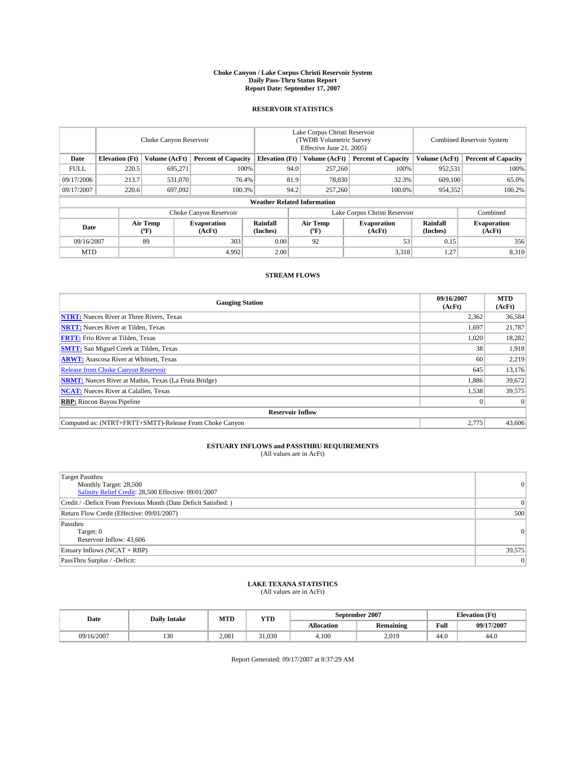# Choke Canyon / Lake Corpus Christi Reservoir System
## Daily Pass-Thru Status Report
### Report Date: September 17, 2007

## RESERVOIR STATISTICS

| | Choke Canyon Reservoir | | | Lake Corpus Christi Reservoir (TWDB Volumetric Survey Effective June 21, 2005) | | | Combined Reservoir System | |
|---|---|---|---|---|---|---|---|---|
| Date | Elevation (Ft) | Volume (AcFt) | Percent of Capacity | Elevation (Ft) | Volume (AcFt) | Percent of Capacity | Volume (AcFt) | Percent of Capacity |
| FULL | 220.5 | 695,271 | 100% | 94.0 | 257,260 | 100% | 952,531 | 100% |
| 09/17/2006 | 213.7 | 531,070 | 76.4% | 81.9 | 78,030 | 32.3% | 609,100 | 65.0% |
| 09/17/2007 | 220.6 | 697,092 | 100.3% | 94.2 | 257,260 | 100.0% | 954,352 | 100.2% |

**Weather Related Information**

| | Choke Canyon Reservoir | | | Lake Corpus Christi Reservoir | | | Combined |
|---|---|---|---|---|---|---|---|
| Date | Air Temp (°F) | Evaporation (AcFt) | Rainfall (Inches) | Air Temp (°F) | Evaporation (AcFt) | Rainfall (Inches) | Evaporation (AcFt) |
| 09/16/2007 | 89 | 303 | 0.00 | 92 | 53 | 0.15 | 356 |
| MTD | | 4,992 | 2.00 | | 3,318 | 1.27 | 8,310 |

## STREAM FLOWS

| Gauging Station | 09/16/2007 (AcFt) | MTD (AcFt) |
|---|---|---|
| **NTRT:** Nueces River at Three Rivers, Texas | 2,362 | 36,584 |
| **NRTT:** Nueces River at Tilden, Texas | 1,697 | 21,787 |
| **FRTT:** Frio River at Tilden, Texas | 1,020 | 18,282 |
| **SMTT:** San Miguel Creek at Tilden, Texas | 38 | 1,918 |
| **ARWT:** Atascosa River at Whitsett, Texas | 60 | 2,219 |
| Release from Choke Canyon Reservoir | 645 | 13,176 |
| **NRMT:** Nueces River at Mathis, Texas (La Fruta Bridge) | 1,886 | 39,672 |
| **NCAT:** Nueces River at Calallen, Texas | 1,538 | 39,575 |
| **RBP:** Rincon Bayou Pipeline | 0 | 0 |
| **Reservoir Inflow** | | |
| Computed as: (NTRT+FRTT+SMTT)-Release From Choke Canyon | 2,775 | 43,606 |

## ESTUARY INFLOWS and PASSTHRU REQUIREMENTS
(All values are in AcFt)

| | |
|---|---|
| Target Passthru<br>Monthly Target: 28,500<br>Salinity Relief Credit: 28,500 Effective: 09/01/2007 | 0 |
| Credit / -Deficit From Previous Month (Date Deficit Satisfied: ) | 0 |
| Return Flow Credit (Effective: 09/01/2007) | 500 |
| Passthru<br>Target: 0<br>Reservoir Inflow: 43,606 | 0 |
| Estuary Inflows (NCAT + RBP) | 39,575 |
| PassThru Surplus / -Deficit: | 0 |

## LAKE TEXANA STATISTICS
(All values are in AcFt)

| Date | Daily Intake | MTD | YTD | September 2007 | | Elevation (Ft) | |
|---|---|---|---|---|---|---|---|
| | | | | Allocation | Remaining | Full | 09/17/2007 |
| 09/16/2007 | 130 | 2,081 | 31,030 | 4,100 | 2,019 | 44.0 | 44.0 |

Report Generated: 09/17/2007 at 8:37:29 AM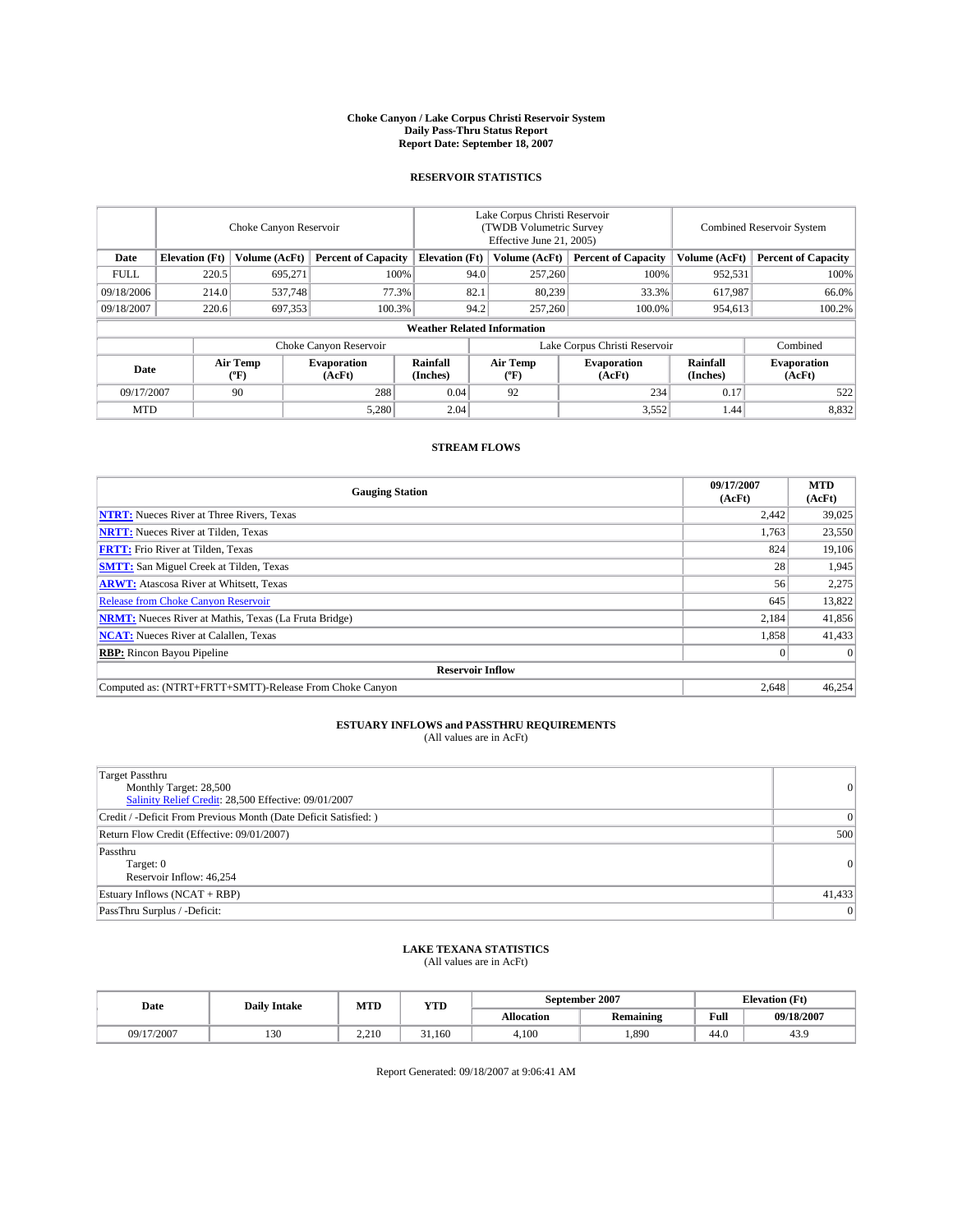# Choke Canyon / Lake Corpus Christi Reservoir System
## Daily Pass-Thru Status Report
### Report Date: September 18, 2007

## RESERVOIR STATISTICS

| | Choke Canyon Reservoir | | | Lake Corpus Christi Reservoir (TWDB Volumetric Survey Effective June 21, 2005) | | | Combined Reservoir System | |
|---|---|---|---|---|---|---|---|---|
| Date | Elevation (Ft) | Volume (AcFt) | Percent of Capacity | Elevation (Ft) | Volume (AcFt) | Percent of Capacity | Volume (AcFt) | Percent of Capacity |
| FULL | 220.5 | 695,271 | 100% | 94.0 | 257,260 | 100% | 952,531 | 100% |
| 09/18/2006 | 214.0 | 537,748 | 77.3% | 82.1 | 80,239 | 33.3% | 617,987 | 66.0% |
| 09/18/2007 | 220.6 | 697,353 | 100.3% | 94.2 | 257,260 | 100.0% | 954,613 | 100.2% |

**Weather Related Information**

| | Choke Canyon Reservoir | | | Lake Corpus Christi Reservoir | | | Combined |
|---|---|---|---|---|---|---|---|
| Date | Air Temp (ºF) | Evaporation (AcFt) | Rainfall (Inches) | Air Temp (ºF) | Evaporation (AcFt) | Rainfall (Inches) | Evaporation (AcFt) |
| 09/17/2007 | 90 | 288 | 0.04 | 92 | 234 | 0.17 | 522 |
| MTD | | 5,280 | 2.04 | | 3,552 | 1.44 | 8,832 |

## STREAM FLOWS

| Gauging Station | 09/17/2007 (AcFt) | MTD (AcFt) |
|---|---|---|
| **NTRT:** Nueces River at Three Rivers, Texas | 2,442 | 39,025 |
| **NRTT:** Nueces River at Tilden, Texas | 1,763 | 23,550 |
| **FRTT:** Frio River at Tilden, Texas | 824 | 19,106 |
| **SMTT:** San Miguel Creek at Tilden, Texas | 28 | 1,945 |
| **ARWT:** Atascosa River at Whitsett, Texas | 56 | 2,275 |
| Release from Choke Canyon Reservoir | 645 | 13,822 |
| **NRMT:** Nueces River at Mathis, Texas (La Fruta Bridge) | 2,184 | 41,856 |
| **NCAT:** Nueces River at Calallen, Texas | 1,858 | 41,433 |
| **RBP:** Rincon Bayou Pipeline | 0 | 0 |
| **Reservoir Inflow** | | |
| Computed as: (NTRT+FRTT+SMTT)-Release From Choke Canyon | 2,648 | 46,254 |

## ESTUARY INFLOWS and PASSTHRU REQUIREMENTS
(All values are in AcFt)

| | |
|---|---|
| Target Passthru<br>Monthly Target: 28,500<br>Salinity Relief Credit: 28,500 Effective: 09/01/2007 | 0 |
| Credit / -Deficit From Previous Month (Date Deficit Satisfied: ) | 0 |
| Return Flow Credit (Effective: 09/01/2007) | 500 |
| Passthru<br>Target: 0<br>Reservoir Inflow: 46,254 | 0 |
| Estuary Inflows (NCAT + RBP) | 41,433 |
| PassThru Surplus / -Deficit: | 0 |

## LAKE TEXANA STATISTICS
(All values are in AcFt)

| Date | Daily Intake | MTD | YTD | September 2007 | | Elevation (Ft) | |
|---|---|---|---|---|---|---|---|
| | | | | Allocation | Remaining | Full | 09/18/2007 |
| 09/17/2007 | 130 | 2,210 | 31,160 | 4,100 | 1,890 | 44.0 | 43.9 |

Report Generated: 09/18/2007 at 9:06:41 AM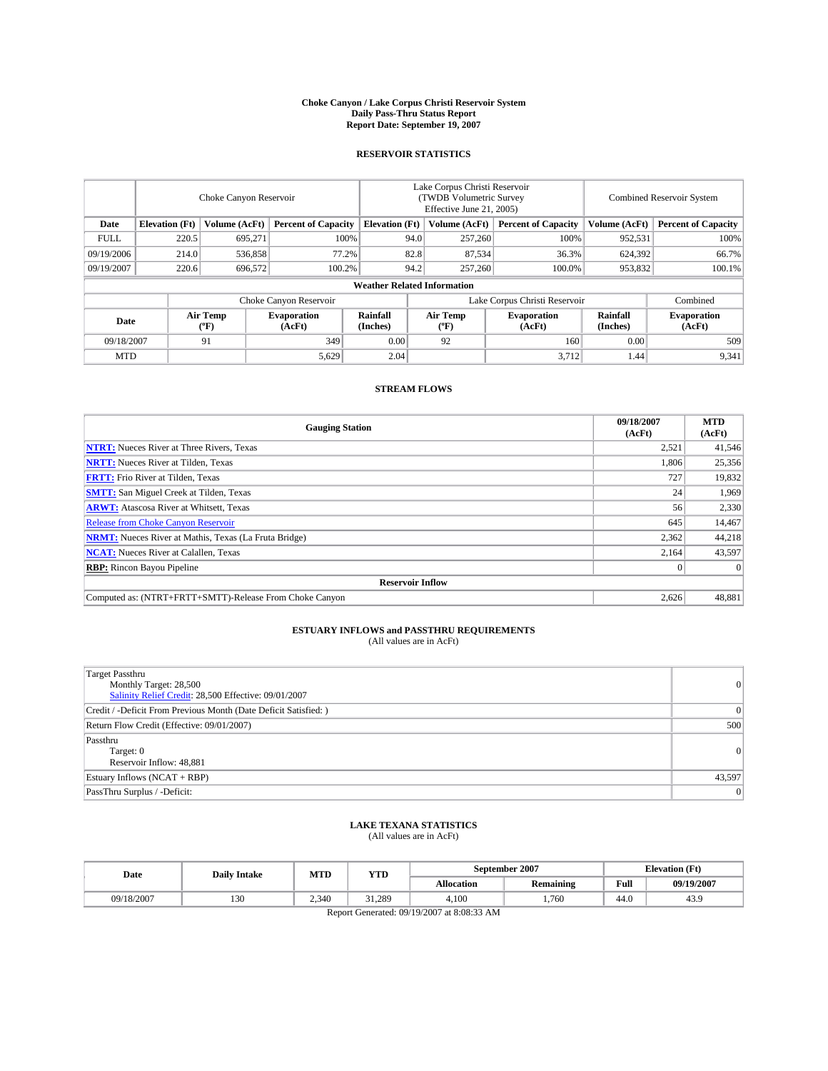# Choke Canyon / Lake Corpus Christi Reservoir System
## Daily Pass-Thru Status Report
### Report Date: September 19, 2007

## RESERVOIR STATISTICS

| | Choke Canyon Reservoir | | | Lake Corpus Christi Reservoir (TWDB Volumetric Survey Effective June 21, 2005) | | | Combined Reservoir System | |
|---|---|---|---|---|---|---|---|---|
| Date | Elevation (Ft) | Volume (AcFt) | Percent of Capacity | Elevation (Ft) | Volume (AcFt) | Percent of Capacity | Volume (AcFt) | Percent of Capacity |
| FULL | 220.5 | 695,271 | 100% | 94.0 | 257,260 | 100% | 952,531 | 100% |
| 09/19/2006 | 214.0 | 536,858 | 77.2% | 82.8 | 87,534 | 36.3% | 624,392 | 66.7% |
| 09/19/2007 | 220.6 | 696,572 | 100.2% | 94.2 | 257,260 | 100.0% | 953,832 | 100.1% |

**Weather Related Information**

| | Choke Canyon Reservoir | | | Lake Corpus Christi Reservoir | | | Combined |
|---|---|---|---|---|---|---|---|
| Date | Air Temp (ºF) | Evaporation (AcFt) | Rainfall (Inches) | Air Temp (ºF) | Evaporation (AcFt) | Rainfall (Inches) | Evaporation (AcFt) |
| 09/18/2007 | 91 | 349 | 0.00 | 92 | 160 | 0.00 | 509 |
| MTD | | 5,629 | 2.04 | | 3,712 | 1.44 | 9,341 |

## STREAM FLOWS

| Gauging Station | 09/18/2007 (AcFt) | MTD (AcFt) |
|---|---|---|
| **NTRT:** Nueces River at Three Rivers, Texas | 2,521 | 41,546 |
| **NRTT:** Nueces River at Tilden, Texas | 1,806 | 25,356 |
| **FRTT:** Frio River at Tilden, Texas | 727 | 19,832 |
| **SMTT:** San Miguel Creek at Tilden, Texas | 24 | 1,969 |
| **ARWT:** Atascosa River at Whitsett, Texas | 56 | 2,330 |
| Release from Choke Canyon Reservoir | 645 | 14,467 |
| **NRMT:** Nueces River at Mathis, Texas (La Fruta Bridge) | 2,362 | 44,218 |
| **NCAT:** Nueces River at Calallen, Texas | 2,164 | 43,597 |
| **RBP:** Rincon Bayou Pipeline | 0 | 0 |
| **Reservoir Inflow** | | |
| Computed as: (NTRT+FRTT+SMTT)-Release From Choke Canyon | 2,626 | 48,881 |

## ESTUARY INFLOWS and PASSTHRU REQUIREMENTS
(All values are in AcFt)

| | |
|---|---|
| Target Passthru<br>Monthly Target: 28,500<br>Salinity Relief Credit: 28,500 Effective: 09/01/2007 | 0 |
| Credit / -Deficit From Previous Month (Date Deficit Satisfied: ) | 0 |
| Return Flow Credit (Effective: 09/01/2007) | 500 |
| Passthru<br>Target: 0<br>Reservoir Inflow: 48,881 | 0 |
| Estuary Inflows (NCAT + RBP) | 43,597 |
| PassThru Surplus / -Deficit: | 0 |

## LAKE TEXANA STATISTICS
(All values are in AcFt)

| Date | Daily Intake | MTD | YTD | September 2007 | | Elevation (Ft) | |
|---|---|---|---|---|---|---|---|
| | | | | Allocation | Remaining | Full | 09/19/2007 |
| 09/18/2007 | 130 | 2,340 | 31,289 | 4,100 | 1,760 | 44.0 | 43.9 |

Report Generated: 09/19/2007 at 8:08:33 AM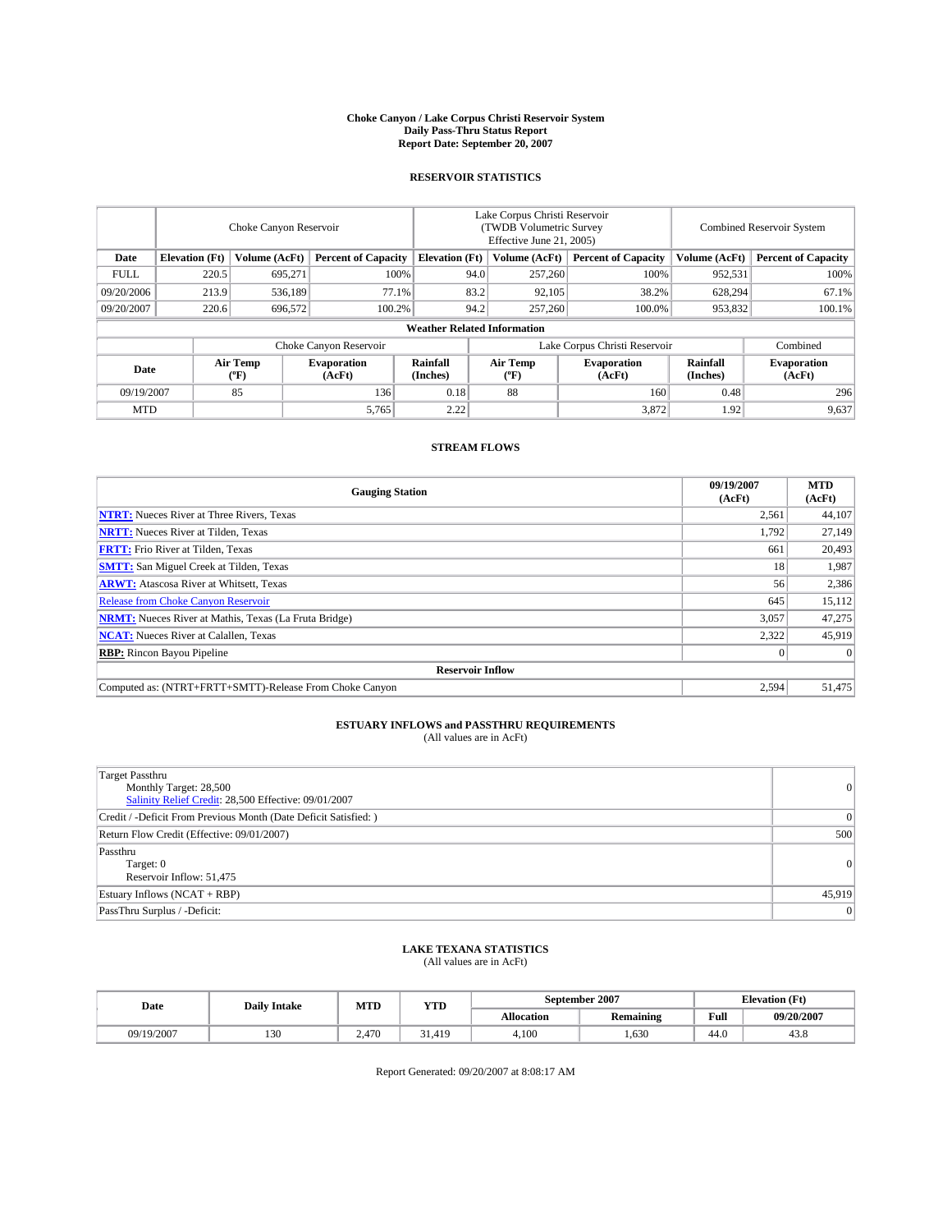**Choke Canyon / Lake Corpus Christi Reservoir System**
**Daily Pass-Thru Status Report**
**Report Date: September 20, 2007**

## RESERVOIR STATISTICS

| | Choke Canyon Reservoir | | | Lake Corpus Christi Reservoir (TWDB Volumetric Survey Effective June 21, 2005) | | | Combined Reservoir System | |
|---|---|---|---|---|---|---|---|---|
| **Date** | **Elevation (Ft)** | **Volume (AcFt)** | **Percent of Capacity** | **Elevation (Ft)** | **Volume (AcFt)** | **Percent of Capacity** | **Volume (AcFt)** | **Percent of Capacity** |
| FULL | 220.5 | 695,271 | 100% | 94.0 | 257,260 | 100% | 952,531 | 100% |
| 09/20/2006 | 213.9 | 536,189 | 77.1% | 83.2 | 92,105 | 38.2% | 628,294 | 67.1% |
| 09/20/2007 | 220.6 | 696,572 | 100.2% | 94.2 | 257,260 | 100.0% | 953,832 | 100.1% |

**Weather Related Information**

| | Choke Canyon Reservoir | | | Lake Corpus Christi Reservoir | | | Combined |
|---|---|---|---|---|---|---|---|
| **Date** | **Air Temp (°F)** | **Evaporation (AcFt)** | **Rainfall (Inches)** | **Air Temp (°F)** | **Evaporation (AcFt)** | **Rainfall (Inches)** | **Evaporation (AcFt)** |
| 09/19/2007 | 85 | 136 | 0.18 | 88 | 160 | 0.48 | 296 |
| MTD | | 5,765 | 2.22 | | 3,872 | 1.92 | 9,637 |

## STREAM FLOWS

| Gauging Station | 09/19/2007 (AcFt) | MTD (AcFt) |
|---|---|---|
| **NTRT:** Nueces River at Three Rivers, Texas | 2,561 | 44,107 |
| **NRTT:** Nueces River at Tilden, Texas | 1,792 | 27,149 |
| **FRTT:** Frio River at Tilden, Texas | 661 | 20,493 |
| **SMTT:** San Miguel Creek at Tilden, Texas | 18 | 1,987 |
| **ARWT:** Atascosa River at Whitsett, Texas | 56 | 2,386 |
| Release from Choke Canyon Reservoir | 645 | 15,112 |
| **NRMT:** Nueces River at Mathis, Texas (La Fruta Bridge) | 3,057 | 47,275 |
| **NCAT:** Nueces River at Calallen, Texas | 2,322 | 45,919 |
| **RBP:** Rincon Bayou Pipeline | 0 | 0 |
| **Reservoir Inflow** | | |
| Computed as: (NTRT+FRTT+SMTT)-Release From Choke Canyon | 2,594 | 51,475 |

## ESTUARY INFLOWS and PASSTHRU REQUIREMENTS

(All values are in AcFt)

| | |
|---|---|
| Target Passthru<br>Monthly Target: 28,500<br>Salinity Relief Credit: 28,500 Effective: 09/01/2007 | 0 |
| Credit / -Deficit From Previous Month (Date Deficit Satisfied: ) | 0 |
| Return Flow Credit (Effective: 09/01/2007) | 500 |
| Passthru<br>Target: 0<br>Reservoir Inflow: 51,475 | 0 |
| Estuary Inflows (NCAT + RBP) | 45,919 |
| PassThru Surplus / -Deficit: | 0 |

## LAKE TEXANA STATISTICS

(All values are in AcFt)

| Date | Daily Intake | MTD | YTD | September 2007 | | Elevation (Ft) | |
|---|---|---|---|---|---|---|---|
| | | | | **Allocation** | **Remaining** | **Full** | **09/20/2007** |
| 09/19/2007 | 130 | 2,470 | 31,419 | 4,100 | 1,630 | 44.0 | 43.8 |

Report Generated: 09/20/2007 at 8:08:17 AM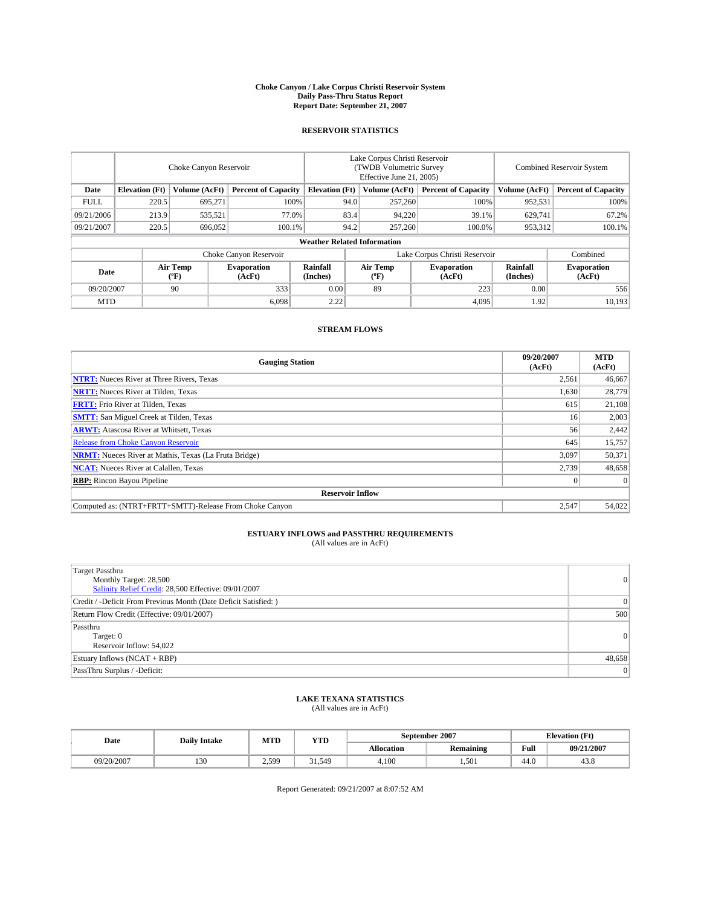# Choke Canyon / Lake Corpus Christi Reservoir System
## Daily Pass-Thru Status Report
### Report Date: September 21, 2007

## RESERVOIR STATISTICS

| | Choke Canyon Reservoir | | | Lake Corpus Christi Reservoir (TWDB Volumetric Survey Effective June 21, 2005) | | | Combined Reservoir System | |
|---|---|---|---|---|---|---|---|---|
| Date | Elevation (Ft) | Volume (AcFt) | Percent of Capacity | Elevation (Ft) | Volume (AcFt) | Percent of Capacity | Volume (AcFt) | Percent of Capacity |
| FULL | 220.5 | 695,271 | 100% | 94.0 | 257,260 | 100% | 952,531 | 100% |
| 09/21/2006 | 213.9 | 535,521 | 77.0% | 83.4 | 94,220 | 39.1% | 629,741 | 67.2% |
| 09/21/2007 | 220.5 | 696,052 | 100.1% | 94.2 | 257,260 | 100.0% | 953,312 | 100.1% |

**Weather Related Information**

| | Choke Canyon Reservoir | | | Lake Corpus Christi Reservoir | | | Combined |
|---|---|---|---|---|---|---|---|
| Date | Air Temp (°F) | Evaporation (AcFt) | Rainfall (Inches) | Air Temp (°F) | Evaporation (AcFt) | Rainfall (Inches) | Evaporation (AcFt) |
| 09/20/2007 | 90 | 333 | 0.00 | 89 | 223 | 0.00 | 556 |
| MTD | | 6,098 | 2.22 | | 4,095 | 1.92 | 10,193 |

## STREAM FLOWS

| Gauging Station | 09/20/2007 (AcFt) | MTD (AcFt) |
|---|---|---|
| **NTRT:** Nueces River at Three Rivers, Texas | 2,561 | 46,667 |
| **NRTT:** Nueces River at Tilden, Texas | 1,630 | 28,779 |
| **FRTT:** Frio River at Tilden, Texas | 615 | 21,108 |
| **SMTT:** San Miguel Creek at Tilden, Texas | 16 | 2,003 |
| **ARWT:** Atascosa River at Whitsett, Texas | 56 | 2,442 |
| Release from Choke Canyon Reservoir | 645 | 15,757 |
| **NRMT:** Nueces River at Mathis, Texas (La Fruta Bridge) | 3,097 | 50,371 |
| **NCAT:** Nueces River at Calallen, Texas | 2,739 | 48,658 |
| **RBP:** Rincon Bayou Pipeline | 0 | 0 |
| **Reservoir Inflow** | | |
| Computed as: (NTRT+FRTT+SMTT)-Release From Choke Canyon | 2,547 | 54,022 |

## ESTUARY INFLOWS and PASSTHRU REQUIREMENTS
(All values are in AcFt)

| | |
|---|---|
| Target Passthru<br>Monthly Target: 28,500<br>Salinity Relief Credit: 28,500 Effective: 09/01/2007 | 0 |
| Credit / -Deficit From Previous Month (Date Deficit Satisfied: ) | 0 |
| Return Flow Credit (Effective: 09/01/2007) | 500 |
| Passthru<br>Target: 0<br>Reservoir Inflow: 54,022 | 0 |
| Estuary Inflows (NCAT + RBP) | 48,658 |
| PassThru Surplus / -Deficit: | 0 |

## LAKE TEXANA STATISTICS
(All values are in AcFt)

| Date | Daily Intake | MTD | YTD | September 2007 | | Elevation (Ft) | |
|---|---|---|---|---|---|---|---|
| | | | | Allocation | Remaining | Full | 09/21/2007 |
| 09/20/2007 | 130 | 2,599 | 31,549 | 4,100 | 1,501 | 44.0 | 43.8 |

Report Generated: 09/21/2007 at 8:07:52 AM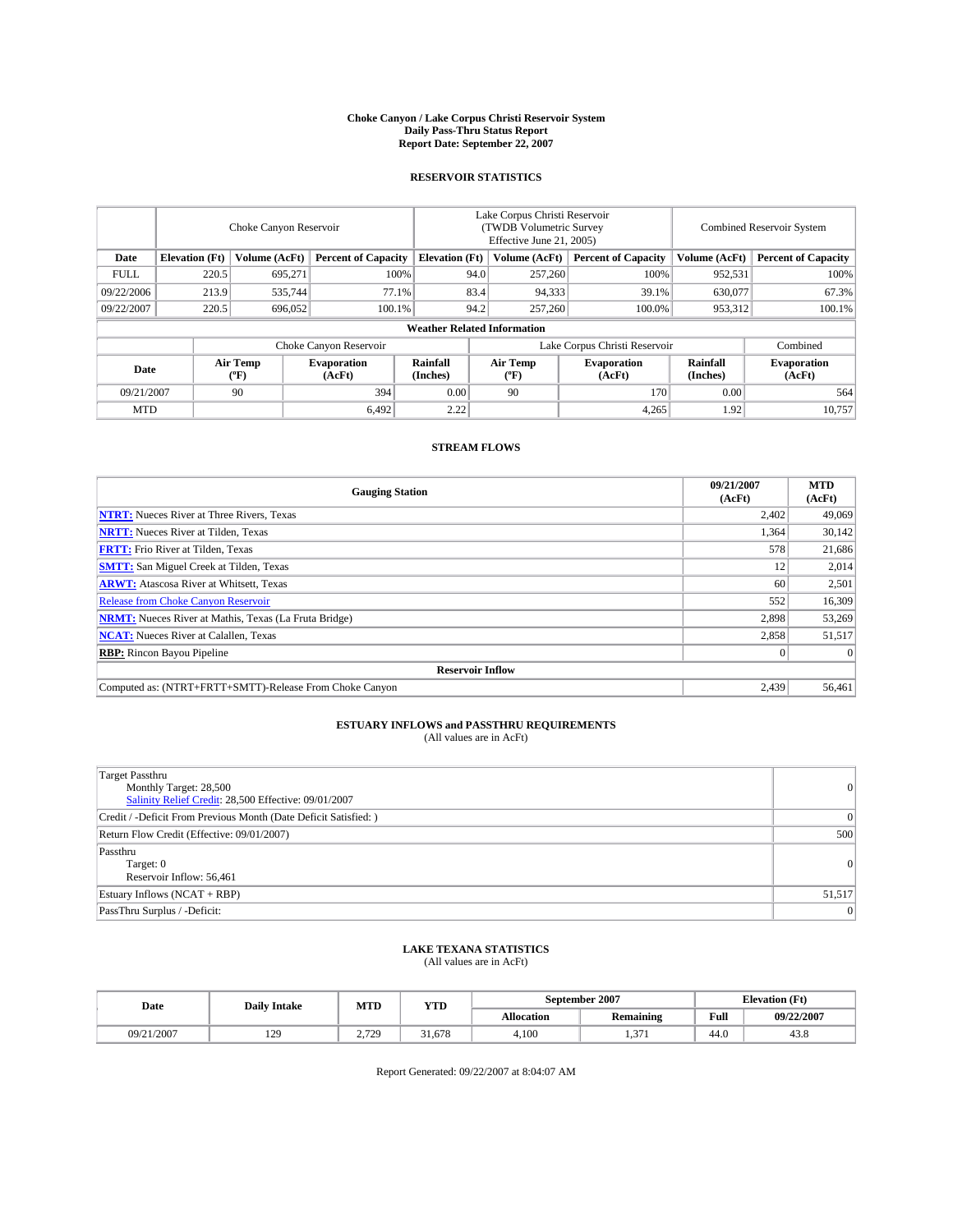# Choke Canyon / Lake Corpus Christi Reservoir System
## Daily Pass-Thru Status Report
### Report Date: September 22, 2007

## RESERVOIR STATISTICS

| | Choke Canyon Reservoir | | | Lake Corpus Christi Reservoir (TWDB Volumetric Survey Effective June 21, 2005) | | | Combined Reservoir System | |
|---|---|---|---|---|---|---|---|---|
| **Date** | **Elevation (Ft)** | **Volume (AcFt)** | **Percent of Capacity** | **Elevation (Ft)** | **Volume (AcFt)** | **Percent of Capacity** | **Volume (AcFt)** | **Percent of Capacity** |
| FULL | 220.5 | 695,271 | 100% | 94.0 | 257,260 | 100% | 952,531 | 100% |
| 09/22/2006 | 213.9 | 535,744 | 77.1% | 83.4 | 94,333 | 39.1% | 630,077 | 67.3% |
| 09/22/2007 | 220.5 | 696,052 | 100.1% | 94.2 | 257,260 | 100.0% | 953,312 | 100.1% |

**Weather Related Information**

| | Choke Canyon Reservoir | | | Lake Corpus Christi Reservoir | | | Combined |
|---|---|---|---|---|---|---|---|
| **Date** | **Air Temp (ºF)** | **Evaporation (AcFt)** | **Rainfall (Inches)** | **Air Temp (ºF)** | **Evaporation (AcFt)** | **Rainfall (Inches)** | **Evaporation (AcFt)** |
| 09/21/2007 | 90 | 394 | 0.00 | 90 | 170 | 0.00 | 564 |
| MTD | | 6,492 | 2.22 | | 4,265 | 1.92 | 10,757 |

## STREAM FLOWS

| Gauging Station | 09/21/2007 (AcFt) | MTD (AcFt) |
|---|---|---|
| **NTRT:** Nueces River at Three Rivers, Texas | 2,402 | 49,069 |
| **NRTT:** Nueces River at Tilden, Texas | 1,364 | 30,142 |
| **FRTT:** Frio River at Tilden, Texas | 578 | 21,686 |
| **SMTT:** San Miguel Creek at Tilden, Texas | 12 | 2,014 |
| **ARWT:** Atascosa River at Whitsett, Texas | 60 | 2,501 |
| Release from Choke Canyon Reservoir | 552 | 16,309 |
| **NRMT:** Nueces River at Mathis, Texas (La Fruta Bridge) | 2,898 | 53,269 |
| **NCAT:** Nueces River at Calallen, Texas | 2,858 | 51,517 |
| **RBP:** Rincon Bayou Pipeline | 0 | 0 |
| **Reservoir Inflow** | | |
| Computed as: (NTRT+FRTT+SMTT)-Release From Choke Canyon | 2,439 | 56,461 |

## ESTUARY INFLOWS and PASSTHRU REQUIREMENTS
(All values are in AcFt)

| | |
|---|---|
| Target Passthru<br>Monthly Target: 28,500<br>Salinity Relief Credit: 28,500 Effective: 09/01/2007 | 0 |
| Credit / -Deficit From Previous Month (Date Deficit Satisfied: ) | 0 |
| Return Flow Credit (Effective: 09/01/2007) | 500 |
| Passthru<br>Target: 0<br>Reservoir Inflow: 56,461 | 0 |
| Estuary Inflows (NCAT + RBP) | 51,517 |
| PassThru Surplus / -Deficit: | 0 |

## LAKE TEXANA STATISTICS
(All values are in AcFt)

| Date | Daily Intake | MTD | YTD | September 2007 | | Elevation (Ft) | |
|---|---|---|---|---|---|---|---|
| | | | | **Allocation** | **Remaining** | **Full** | **09/22/2007** |
| 09/21/2007 | 129 | 2,729 | 31,678 | 4,100 | 1,371 | 44.0 | 43.8 |

Report Generated: 09/22/2007 at 8:04:07 AM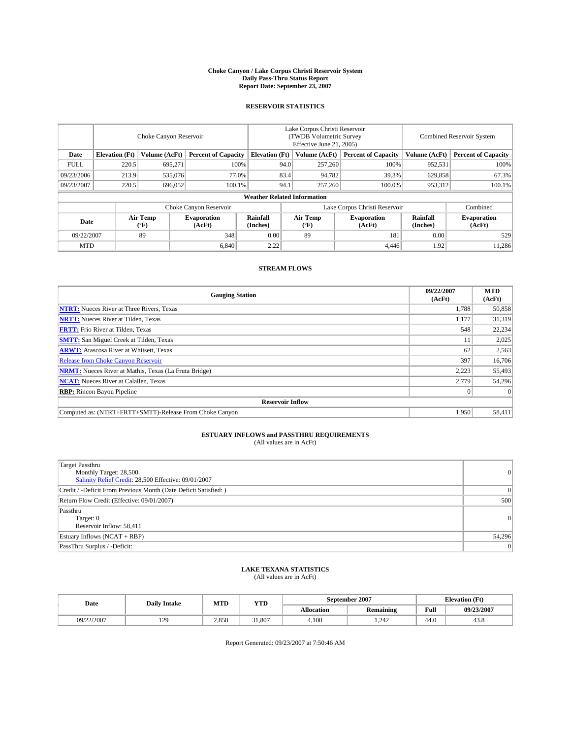**Choke Canyon / Lake Corpus Christi Reservoir System**
**Daily Pass-Thru Status Report**
**Report Date: September 23, 2007**

## RESERVOIR STATISTICS

| | Choke Canyon Reservoir | | | Lake Corpus Christi Reservoir (TWDB Volumetric Survey Effective June 21, 2005) | | | Combined Reservoir System | |
|---|---|---|---|---|---|---|---|---|
| Date | Elevation (Ft) | Volume (AcFt) | Percent of Capacity | Elevation (Ft) | Volume (AcFt) | Percent of Capacity | Volume (AcFt) | Percent of Capacity |
| FULL | 220.5 | 695,271 | 100% | 94.0 | 257,260 | 100% | 952,531 | 100% |
| 09/23/2006 | 213.9 | 535,076 | 77.0% | 83.4 | 94,782 | 39.3% | 629,858 | 67.3% |
| 09/23/2007 | 220.5 | 696,052 | 100.1% | 94.1 | 257,260 | 100.0% | 953,312 | 100.1% |

**Weather Related Information**

| | Choke Canyon Reservoir | | | Lake Corpus Christi Reservoir | | | Combined |
|---|---|---|---|---|---|---|---|
| Date | Air Temp (°F) | Evaporation (AcFt) | Rainfall (Inches) | Air Temp (°F) | Evaporation (AcFt) | Rainfall (Inches) | Evaporation (AcFt) |
| 09/22/2007 | 89 | 348 | 0.00 | 89 | 181 | 0.00 | 529 |
| MTD | | 6,840 | 2.22 | | 4,446 | 1.92 | 11,286 |

## STREAM FLOWS

| Gauging Station | 09/22/2007 (AcFt) | MTD (AcFt) |
|---|---|---|
| **NTRT:** Nueces River at Three Rivers, Texas | 1,788 | 50,858 |
| **NRTT:** Nueces River at Tilden, Texas | 1,177 | 31,319 |
| **FRTT:** Frio River at Tilden, Texas | 548 | 22,234 |
| **SMTT:** San Miguel Creek at Tilden, Texas | 11 | 2,025 |
| **ARWT:** Atascosa River at Whitsett, Texas | 62 | 2,563 |
| Release from Choke Canyon Reservoir | 397 | 16,706 |
| **NRMT:** Nueces River at Mathis, Texas (La Fruta Bridge) | 2,223 | 55,493 |
| **NCAT:** Nueces River at Calallen, Texas | 2,779 | 54,296 |
| **RBP:** Rincon Bayou Pipeline | 0 | 0 |
| **Reservoir Inflow** | | |
| Computed as: (NTRT+FRTT+SMTT)-Release From Choke Canyon | 1,950 | 58,411 |

## ESTUARY INFLOWS and PASSTHRU REQUIREMENTS
(All values are in AcFt)

| | |
|---|---|
| Target Passthru<br>Monthly Target: 28,500<br>Salinity Relief Credit: 28,500 Effective: 09/01/2007 | 0 |
| Credit / -Deficit From Previous Month (Date Deficit Satisfied: ) | 0 |
| Return Flow Credit (Effective: 09/01/2007) | 500 |
| Passthru<br>Target: 0<br>Reservoir Inflow: 58,411 | 0 |
| Estuary Inflows (NCAT + RBP) | 54,296 |
| PassThru Surplus / -Deficit: | 0 |

## LAKE TEXANA STATISTICS
(All values are in AcFt)

| Date | Daily Intake | MTD | YTD | September 2007 | | Elevation (Ft) | |
|---|---|---|---|---|---|---|---|
| | | | | Allocation | Remaining | Full | 09/23/2007 |
| 09/22/2007 | 129 | 2,858 | 31,807 | 4,100 | 1,242 | 44.0 | 43.8 |

Report Generated: 09/23/2007 at 7:50:46 AM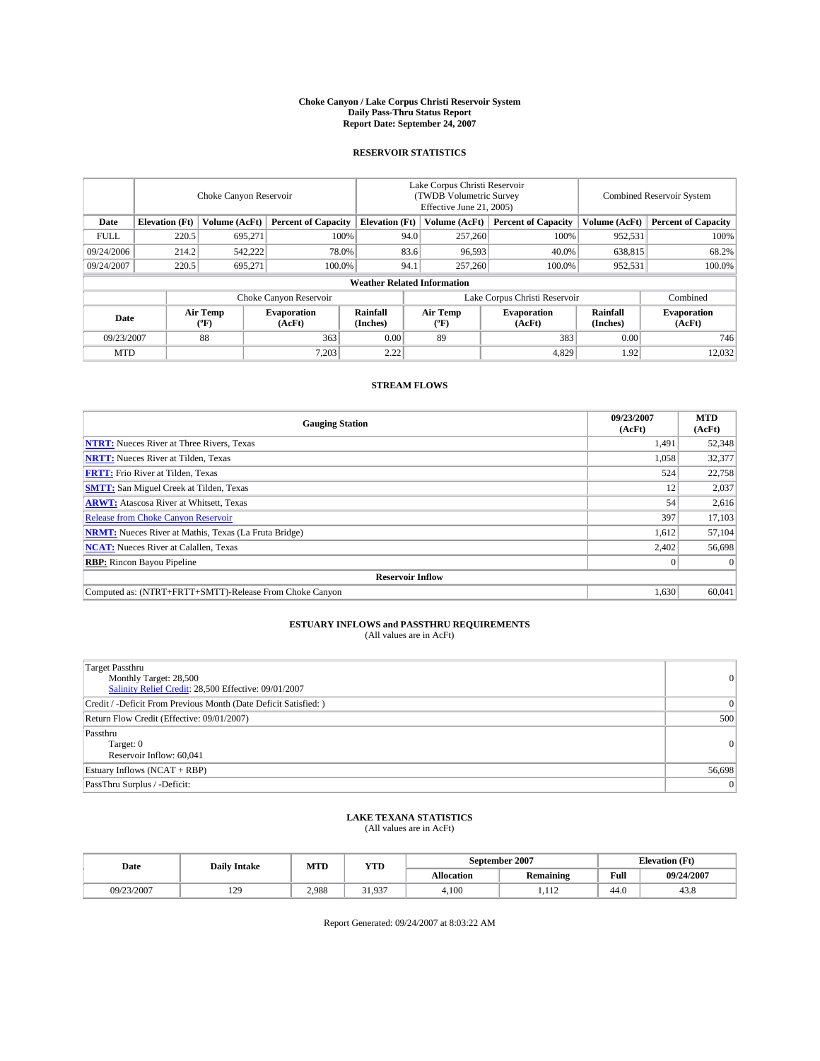# Choke Canyon / Lake Corpus Christi Reservoir System
## Daily Pass-Thru Status Report
### Report Date: September 24, 2007

## RESERVOIR STATISTICS

| | Choke Canyon Reservoir | | | Lake Corpus Christi Reservoir (TWDB Volumetric Survey Effective June 21, 2005) | | | Combined Reservoir System | |
|---|---|---|---|---|---|---|---|---|
| Date | Elevation (Ft) | Volume (AcFt) | Percent of Capacity | Elevation (Ft) | Volume (AcFt) | Percent of Capacity | Volume (AcFt) | Percent of Capacity |
| FULL | 220.5 | 695,271 | 100% | 94.0 | 257,260 | 100% | 952,531 | 100% |
| 09/24/2006 | 214.2 | 542,222 | 78.0% | 83.6 | 96,593 | 40.0% | 638,815 | 68.2% |
| 09/24/2007 | 220.5 | 695,271 | 100.0% | 94.1 | 257,260 | 100.0% | 952,531 | 100.0% |

**Weather Related Information**

| | Choke Canyon Reservoir | | | Lake Corpus Christi Reservoir | | | Combined |
|---|---|---|---|---|---|---|---|
| Date | Air Temp (°F) | Evaporation (AcFt) | Rainfall (Inches) | Air Temp (°F) | Evaporation (AcFt) | Rainfall (Inches) | Evaporation (AcFt) |
| 09/23/2007 | 88 | 363 | 0.00 | 89 | 383 | 0.00 | 746 |
| MTD | | 7,203 | 2.22 | | 4,829 | 1.92 | 12,032 |

## STREAM FLOWS

| Gauging Station | 09/23/2007 (AcFt) | MTD (AcFt) |
|---|---|---|
| **NTRT:** Nueces River at Three Rivers, Texas | 1,491 | 52,348 |
| **NRTT:** Nueces River at Tilden, Texas | 1,058 | 32,377 |
| **FRTT:** Frio River at Tilden, Texas | 524 | 22,758 |
| **SMTT:** San Miguel Creek at Tilden, Texas | 12 | 2,037 |
| **ARWT:** Atascosa River at Whitsett, Texas | 54 | 2,616 |
| Release from Choke Canyon Reservoir | 397 | 17,103 |
| **NRMT:** Nueces River at Mathis, Texas (La Fruta Bridge) | 1,612 | 57,104 |
| **NCAT:** Nueces River at Calallen, Texas | 2,402 | 56,698 |
| **RBP:** Rincon Bayou Pipeline | 0 | 0 |
| **Reservoir Inflow** | | |
| Computed as: (NTRT+FRTT+SMTT)-Release From Choke Canyon | 1,630 | 60,041 |

## ESTUARY INFLOWS and PASSTHRU REQUIREMENTS
(All values are in AcFt)

| | |
|---|---|
| Target Passthru<br>Monthly Target: 28,500<br>Salinity Relief Credit: 28,500 Effective: 09/01/2007 | 0 |
| Credit / -Deficit From Previous Month (Date Deficit Satisfied: ) | 0 |
| Return Flow Credit (Effective: 09/01/2007) | 500 |
| Passthru<br>Target: 0<br>Reservoir Inflow: 60,041 | 0 |
| Estuary Inflows (NCAT + RBP) | 56,698 |
| PassThru Surplus / -Deficit: | 0 |

## LAKE TEXANA STATISTICS
(All values are in AcFt)

| Date | Daily Intake | MTD | YTD | September 2007 | | Elevation (Ft) | |
|---|---|---|---|---|---|---|---|
| | | | | Allocation | Remaining | Full | 09/24/2007 |
| 09/23/2007 | 129 | 2,988 | 31,937 | 4,100 | 1,112 | 44.0 | 43.8 |

Report Generated: 09/24/2007 at 8:03:22 AM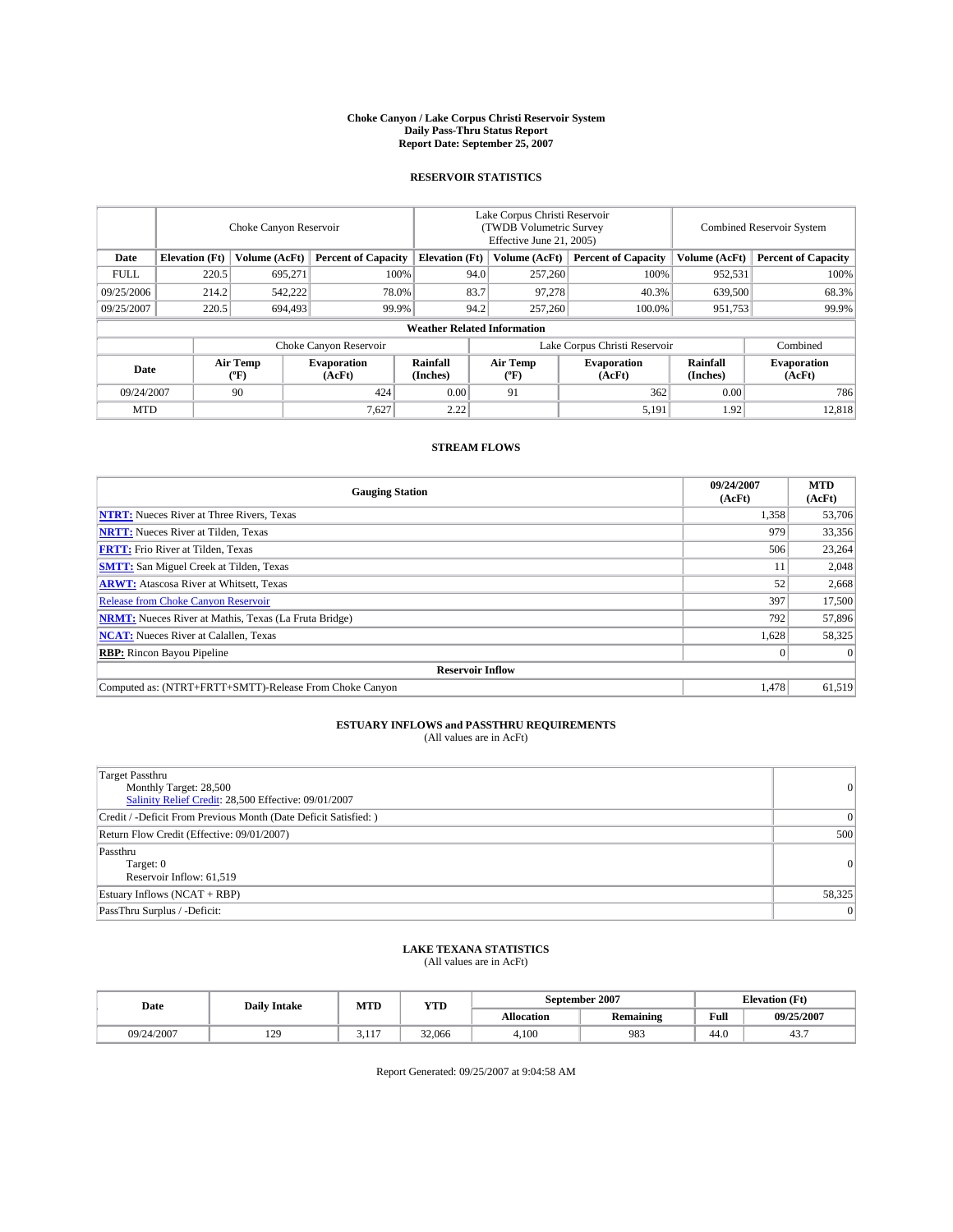# Choke Canyon / Lake Corpus Christi Reservoir System
## Daily Pass-Thru Status Report
### Report Date: September 25, 2007

## RESERVOIR STATISTICS

| | Choke Canyon Reservoir | | | Lake Corpus Christi Reservoir (TWDB Volumetric Survey Effective June 21, 2005) | | | Combined Reservoir System | |
|---|---|---|---|---|---|---|---|---|
| Date | Elevation (Ft) | Volume (AcFt) | Percent of Capacity | Elevation (Ft) | Volume (AcFt) | Percent of Capacity | Volume (AcFt) | Percent of Capacity |
| FULL | 220.5 | 695,271 | 100% | 94.0 | 257,260 | 100% | 952,531 | 100% |
| 09/25/2006 | 214.2 | 542,222 | 78.0% | 83.7 | 97,278 | 40.3% | 639,500 | 68.3% |
| 09/25/2007 | 220.5 | 694,493 | 99.9% | 94.2 | 257,260 | 100.0% | 951,753 | 99.9% |

**Weather Related Information**

| | Choke Canyon Reservoir | | | Lake Corpus Christi Reservoir | | | Combined |
|---|---|---|---|---|---|---|---|
| Date | Air Temp (ºF) | Evaporation (AcFt) | Rainfall (Inches) | Air Temp (ºF) | Evaporation (AcFt) | Rainfall (Inches) | Evaporation (AcFt) |
| 09/24/2007 | 90 | 424 | 0.00 | 91 | 362 | 0.00 | 786 |
| MTD | | 7,627 | 2.22 | | 5,191 | 1.92 | 12,818 |

## STREAM FLOWS

| Gauging Station | 09/24/2007 (AcFt) | MTD (AcFt) |
|---|---|---|
| **NTRT:** Nueces River at Three Rivers, Texas | 1,358 | 53,706 |
| **NRTT:** Nueces River at Tilden, Texas | 979 | 33,356 |
| **FRTT:** Frio River at Tilden, Texas | 506 | 23,264 |
| **SMTT:** San Miguel Creek at Tilden, Texas | 11 | 2,048 |
| **ARWT:** Atascosa River at Whitsett, Texas | 52 | 2,668 |
| Release from Choke Canyon Reservoir | 397 | 17,500 |
| **NRMT:** Nueces River at Mathis, Texas (La Fruta Bridge) | 792 | 57,896 |
| **NCAT:** Nueces River at Calallen, Texas | 1,628 | 58,325 |
| **RBP:** Rincon Bayou Pipeline | 0 | 0 |
| **Reservoir Inflow** | | |
| Computed as: (NTRT+FRTT+SMTT)-Release From Choke Canyon | 1,478 | 61,519 |

## ESTUARY INFLOWS and PASSTHRU REQUIREMENTS
(All values are in AcFt)

| | |
|---|---|
| Target Passthru<br>Monthly Target: 28,500<br>Salinity Relief Credit: 28,500 Effective: 09/01/2007 | 0 |
| Credit / -Deficit From Previous Month (Date Deficit Satisfied: ) | 0 |
| Return Flow Credit (Effective: 09/01/2007) | 500 |
| Passthru<br>Target: 0<br>Reservoir Inflow: 61,519 | 0 |
| Estuary Inflows (NCAT + RBP) | 58,325 |
| PassThru Surplus / -Deficit: | 0 |

## LAKE TEXANA STATISTICS
(All values are in AcFt)

| Date | Daily Intake | MTD | YTD | September 2007 | | Elevation (Ft) | |
|---|---|---|---|---|---|---|---|
| | | | | Allocation | Remaining | Full | 09/25/2007 |
| 09/24/2007 | 129 | 3,117 | 32,066 | 4,100 | 983 | 44.0 | 43.7 |

Report Generated: 09/25/2007 at 9:04:58 AM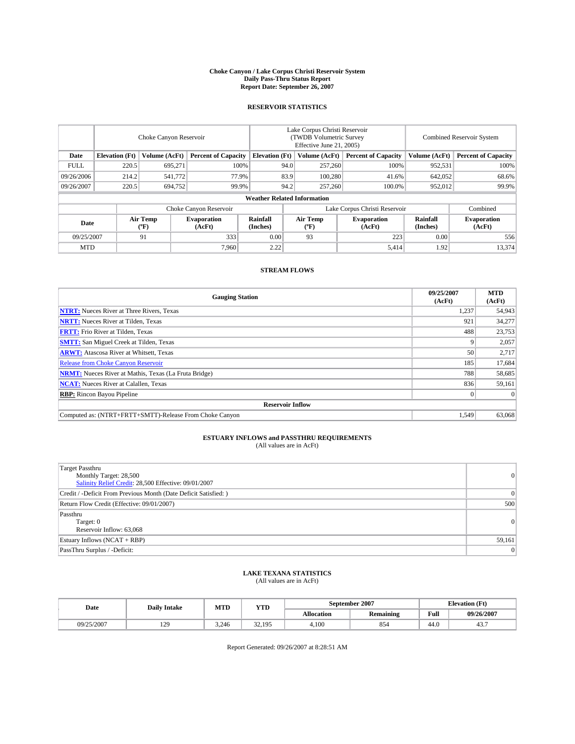# Choke Canyon / Lake Corpus Christi Reservoir System
## Daily Pass-Thru Status Report
## Report Date: September 26, 2007

### RESERVOIR STATISTICS

| | Choke Canyon Reservoir | | | Lake Corpus Christi Reservoir (TWDB Volumetric Survey Effective June 21, 2005) | | | Combined Reservoir System | |
|---|---|---|---|---|---|---|---|---|
| Date | Elevation (Ft) | Volume (AcFt) | Percent of Capacity | Elevation (Ft) | Volume (AcFt) | Percent of Capacity | Volume (AcFt) | Percent of Capacity |
| FULL | 220.5 | 695,271 | 100% | 94.0 | 257,260 | 100% | 952,531 | 100% |
| 09/26/2006 | 214.2 | 541,772 | 77.9% | 83.9 | 100,280 | 41.6% | 642,052 | 68.6% |
| 09/26/2007 | 220.5 | 694,752 | 99.9% | 94.2 | 257,260 | 100.0% | 952,012 | 99.9% |

**Weather Related Information**

| | Choke Canyon Reservoir | | | Lake Corpus Christi Reservoir | | | Combined |
|---|---|---|---|---|---|---|---|
| Date | Air Temp (ºF) | Evaporation (AcFt) | Rainfall (Inches) | Air Temp (ºF) | Evaporation (AcFt) | Rainfall (Inches) | Evaporation (AcFt) |
| 09/25/2007 | 91 | 333 | 0.00 | 93 | 223 | 0.00 | 556 |
| MTD | | 7,960 | 2.22 | | 5,414 | 1.92 | 13,374 |

### STREAM FLOWS

| Gauging Station | 09/25/2007 (AcFt) | MTD (AcFt) |
|---|---|---|
| **NTRT:** Nueces River at Three Rivers, Texas | 1,237 | 54,943 |
| **NRTT:** Nueces River at Tilden, Texas | 921 | 34,277 |
| **FRTT:** Frio River at Tilden, Texas | 488 | 23,753 |
| **SMTT:** San Miguel Creek at Tilden, Texas | 9 | 2,057 |
| **ARWT:** Atascosa River at Whitsett, Texas | 50 | 2,717 |
| Release from Choke Canyon Reservoir | 185 | 17,684 |
| **NRMT:** Nueces River at Mathis, Texas (La Fruta Bridge) | 788 | 58,685 |
| **NCAT:** Nueces River at Calallen, Texas | 836 | 59,161 |
| **RBP:** Rincon Bayou Pipeline | 0 | 0 |
| **Reservoir Inflow** | | |
| Computed as: (NTRT+FRTT+SMTT)-Release From Choke Canyon | 1,549 | 63,068 |

### ESTUARY INFLOWS and PASSTHRU REQUIREMENTS
(All values are in AcFt)

| | |
|---|---|
| Target Passthru<br>Monthly Target: 28,500<br>Salinity Relief Credit: 28,500 Effective: 09/01/2007 | 0 |
| Credit / -Deficit From Previous Month (Date Deficit Satisfied: ) | 0 |
| Return Flow Credit (Effective: 09/01/2007) | 500 |
| Passthru<br>Target: 0<br>Reservoir Inflow: 63,068 | 0 |
| Estuary Inflows (NCAT + RBP) | 59,161 |
| PassThru Surplus / -Deficit: | 0 |

### LAKE TEXANA STATISTICS
(All values are in AcFt)

| Date | Daily Intake | MTD | YTD | September 2007 | | Elevation (Ft) | |
|---|---|---|---|---|---|---|---|
| | | | | Allocation | Remaining | Full | 09/26/2007 |
| 09/25/2007 | 129 | 3,246 | 32,195 | 4,100 | 854 | 44.0 | 43.7 |

Report Generated: 09/26/2007 at 8:28:51 AM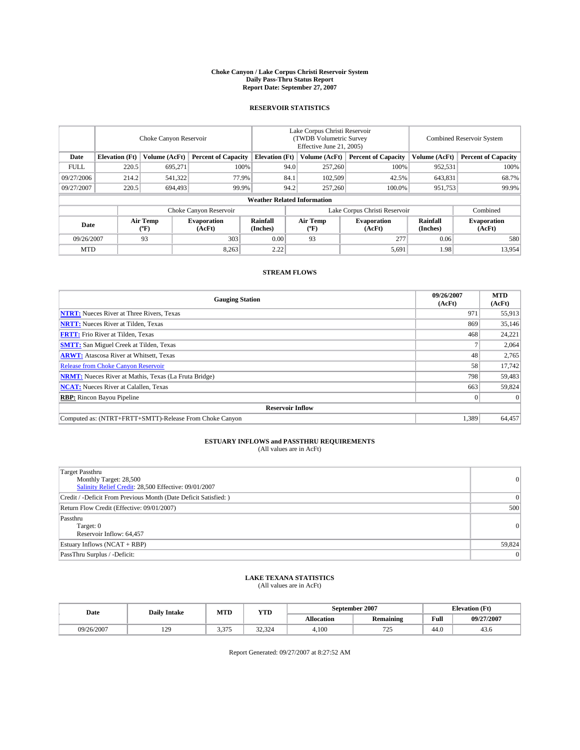# Choke Canyon / Lake Corpus Christi Reservoir System
## Daily Pass-Thru Status Report
### Report Date: September 27, 2007

## RESERVOIR STATISTICS

| | Choke Canyon Reservoir | | | Lake Corpus Christi Reservoir (TWDB Volumetric Survey Effective June 21, 2005) | | | Combined Reservoir System | |
|---|---|---|---|---|---|---|---|---|
| Date | Elevation (Ft) | Volume (AcFt) | Percent of Capacity | Elevation (Ft) | Volume (AcFt) | Percent of Capacity | Volume (AcFt) | Percent of Capacity |
| FULL | 220.5 | 695,271 | 100% | 94.0 | 257,260 | 100% | 952,531 | 100% |
| 09/27/2006 | 214.2 | 541,322 | 77.9% | 84.1 | 102,509 | 42.5% | 643,831 | 68.7% |
| 09/27/2007 | 220.5 | 694,493 | 99.9% | 94.2 | 257,260 | 100.0% | 951,753 | 99.9% |

### Weather Related Information

| | Choke Canyon Reservoir | | | Lake Corpus Christi Reservoir | | | Combined |
|---|---|---|---|---|---|---|---|
| Date | Air Temp (ºF) | Evaporation (AcFt) | Rainfall (Inches) | Air Temp (ºF) | Evaporation (AcFt) | Rainfall (Inches) | Evaporation (AcFt) |
| 09/26/2007 | 93 | 303 | 0.00 | 93 | 277 | 0.06 | 580 |
| MTD | | 8,263 | 2.22 | | 5,691 | 1.98 | 13,954 |

## STREAM FLOWS

| Gauging Station | 09/26/2007 (AcFt) | MTD (AcFt) |
|---|---|---|
| **NTRT:** Nueces River at Three Rivers, Texas | 971 | 55,913 |
| **NRTT:** Nueces River at Tilden, Texas | 869 | 35,146 |
| **FRTT:** Frio River at Tilden, Texas | 468 | 24,221 |
| **SMTT:** San Miguel Creek at Tilden, Texas | 7 | 2,064 |
| **ARWT:** Atascosa River at Whitsett, Texas | 48 | 2,765 |
| Release from Choke Canyon Reservoir | 58 | 17,742 |
| **NRMT:** Nueces River at Mathis, Texas (La Fruta Bridge) | 798 | 59,483 |
| **NCAT:** Nueces River at Calallen, Texas | 663 | 59,824 |
| **RBP:** Rincon Bayou Pipeline | 0 | 0 |
| **Reservoir Inflow** | | |
| Computed as: (NTRT+FRTT+SMTT)-Release From Choke Canyon | 1,389 | 64,457 |

## ESTUARY INFLOWS and PASSTHRU REQUIREMENTS
(All values are in AcFt)

| | |
|---|---|
| Target Passthru<br>Monthly Target: 28,500<br>Salinity Relief Credit: 28,500 Effective: 09/01/2007 | 0 |
| Credit / -Deficit From Previous Month (Date Deficit Satisfied: ) | 0 |
| Return Flow Credit (Effective: 09/01/2007) | 500 |
| Passthru<br>Target: 0<br>Reservoir Inflow: 64,457 | 0 |
| Estuary Inflows (NCAT + RBP) | 59,824 |
| PassThru Surplus / -Deficit: | 0 |

## LAKE TEXANA STATISTICS
(All values are in AcFt)

| Date | Daily Intake | MTD | YTD | September 2007 | | Elevation (Ft) | |
|---|---|---|---|---|---|---|---|
| | | | | Allocation | Remaining | Full | 09/27/2007 |
| 09/26/2007 | 129 | 3,375 | 32,324 | 4,100 | 725 | 44.0 | 43.6 |

Report Generated: 09/27/2007 at 8:27:52 AM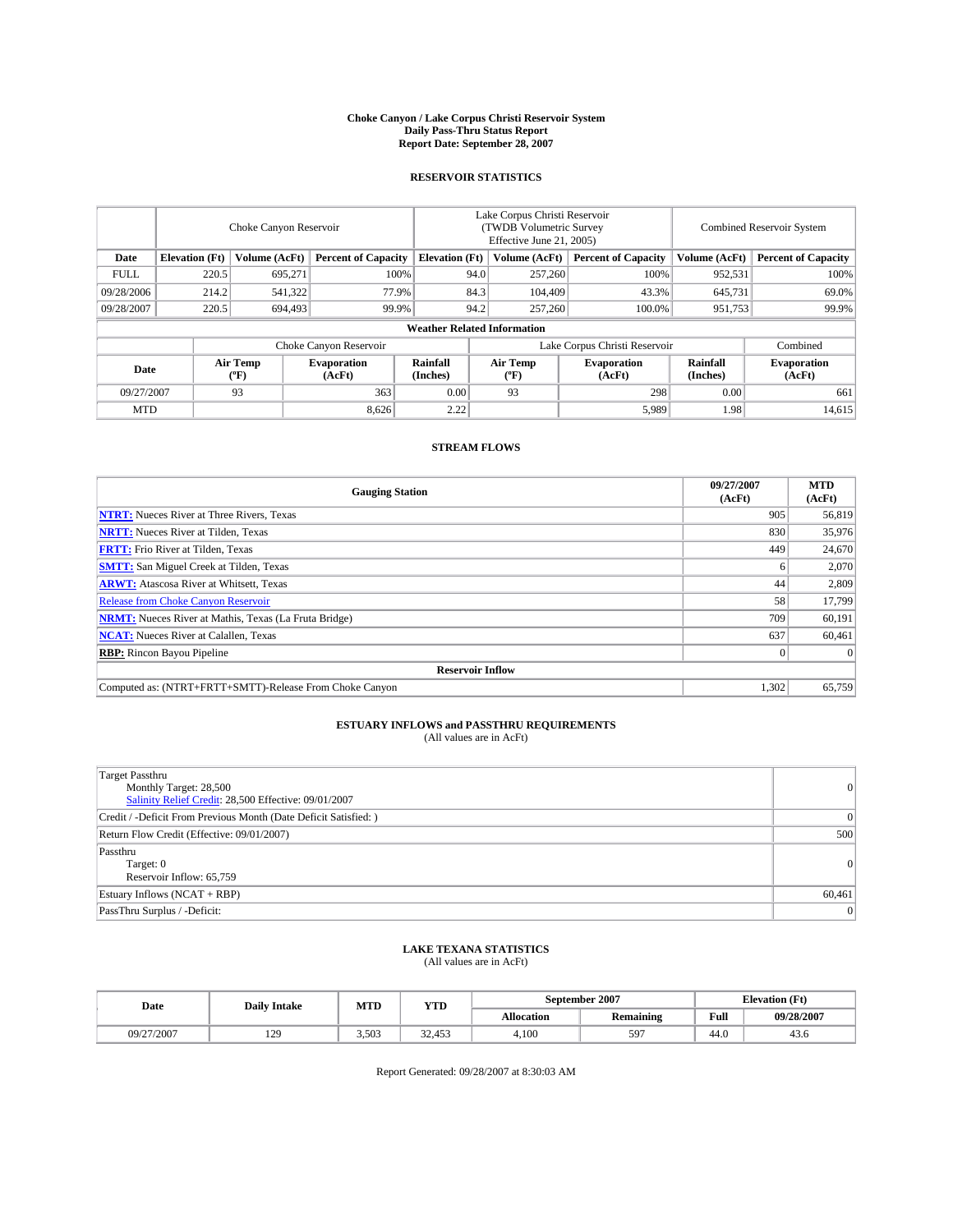# Choke Canyon / Lake Corpus Christi Reservoir System
## Daily Pass-Thru Status Report
### Report Date: September 28, 2007

## RESERVOIR STATISTICS

| | Choke Canyon Reservoir | | | Lake Corpus Christi Reservoir (TWDB Volumetric Survey Effective June 21, 2005) | | | Combined Reservoir System | |
|---|---|---|---|---|---|---|---|---|
| Date | Elevation (Ft) | Volume (AcFt) | Percent of Capacity | Elevation (Ft) | Volume (AcFt) | Percent of Capacity | Volume (AcFt) | Percent of Capacity |
| FULL | 220.5 | 695,271 | 100% | 94.0 | 257,260 | 100% | 952,531 | 100% |
| 09/28/2006 | 214.2 | 541,322 | 77.9% | 84.3 | 104,409 | 43.3% | 645,731 | 69.0% |
| 09/28/2007 | 220.5 | 694,493 | 99.9% | 94.2 | 257,260 | 100.0% | 951,753 | 99.9% |

**Weather Related Information**

| | Choke Canyon Reservoir | | | Lake Corpus Christi Reservoir | | | Combined |
|---|---|---|---|---|---|---|---|
| Date | Air Temp (ºF) | Evaporation (AcFt) | Rainfall (Inches) | Air Temp (ºF) | Evaporation (AcFt) | Rainfall (Inches) | Evaporation (AcFt) |
| 09/27/2007 | 93 | 363 | 0.00 | 93 | 298 | 0.00 | 661 |
| MTD | | 8,626 | 2.22 | | 5,989 | 1.98 | 14,615 |

## STREAM FLOWS

| Gauging Station | 09/27/2007 (AcFt) | MTD (AcFt) |
|---|---|---|
| **NTRT:** Nueces River at Three Rivers, Texas | 905 | 56,819 |
| **NRTT:** Nueces River at Tilden, Texas | 830 | 35,976 |
| **FRTT:** Frio River at Tilden, Texas | 449 | 24,670 |
| **SMTT:** San Miguel Creek at Tilden, Texas | 6 | 2,070 |
| **ARWT:** Atascosa River at Whitsett, Texas | 44 | 2,809 |
| Release from Choke Canyon Reservoir | 58 | 17,799 |
| **NRMT:** Nueces River at Mathis, Texas (La Fruta Bridge) | 709 | 60,191 |
| **NCAT:** Nueces River at Calallen, Texas | 637 | 60,461 |
| **RBP:** Rincon Bayou Pipeline | 0 | 0 |
| **Reservoir Inflow** | | |
| Computed as: (NTRT+FRTT+SMTT)-Release From Choke Canyon | 1,302 | 65,759 |

## ESTUARY INFLOWS and PASSTHRU REQUIREMENTS
(All values are in AcFt)

| | |
|---|---|
| Target Passthru<br>Monthly Target: 28,500<br>Salinity Relief Credit: 28,500 Effective: 09/01/2007 | 0 |
| Credit / -Deficit From Previous Month (Date Deficit Satisfied: ) | 0 |
| Return Flow Credit (Effective: 09/01/2007) | 500 |
| Passthru<br>Target: 0<br>Reservoir Inflow: 65,759 | 0 |
| Estuary Inflows (NCAT + RBP) | 60,461 |
| PassThru Surplus / -Deficit: | 0 |

## LAKE TEXANA STATISTICS
(All values are in AcFt)

| Date | Daily Intake | MTD | YTD | September 2007 | | Elevation (Ft) | |
|---|---|---|---|---|---|---|---|
| | | | | Allocation | Remaining | Full | 09/28/2007 |
| 09/27/2007 | 129 | 3,503 | 32,453 | 4,100 | 597 | 44.0 | 43.6 |

Report Generated: 09/28/2007 at 8:30:03 AM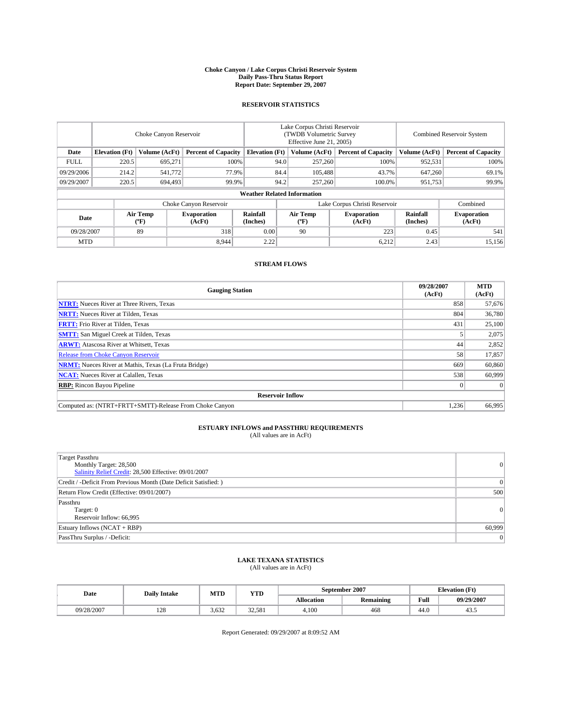# Choke Canyon / Lake Corpus Christi Reservoir System
## Daily Pass-Thru Status Report
### Report Date: September 29, 2007

## RESERVOIR STATISTICS

| | Choke Canyon Reservoir | | | Lake Corpus Christi Reservoir (TWDB Volumetric Survey Effective June 21, 2005) | | | Combined Reservoir System | |
|---|---|---|---|---|---|---|---|---|
| Date | Elevation (Ft) | Volume (AcFt) | Percent of Capacity | Elevation (Ft) | Volume (AcFt) | Percent of Capacity | Volume (AcFt) | Percent of Capacity |
| FULL | 220.5 | 695,271 | 100% | 94.0 | 257,260 | 100% | 952,531 | 100% |
| 09/29/2006 | 214.2 | 541,772 | 77.9% | 84.4 | 105,488 | 43.7% | 647,260 | 69.1% |
| 09/29/2007 | 220.5 | 694,493 | 99.9% | 94.2 | 257,260 | 100.0% | 951,753 | 99.9% |

**Weather Related Information**

| | Choke Canyon Reservoir | | | Lake Corpus Christi Reservoir | | | Combined |
|---|---|---|---|---|---|---|---|
| Date | Air Temp (°F) | Evaporation (AcFt) | Rainfall (Inches) | Air Temp (°F) | Evaporation (AcFt) | Rainfall (Inches) | Evaporation (AcFt) |
| 09/28/2007 | 89 | 318 | 0.00 | 90 | 223 | 0.45 | 541 |
| MTD | | 8,944 | 2.22 | | 6,212 | 2.43 | 15,156 |

## STREAM FLOWS

| Gauging Station | 09/28/2007 (AcFt) | MTD (AcFt) |
|---|---|---|
| **NTRT:** Nueces River at Three Rivers, Texas | 858 | 57,676 |
| **NRTT:** Nueces River at Tilden, Texas | 804 | 36,780 |
| **FRTT:** Frio River at Tilden, Texas | 431 | 25,100 |
| **SMTT:** San Miguel Creek at Tilden, Texas | 5 | 2,075 |
| **ARWT:** Atascosa River at Whitsett, Texas | 44 | 2,852 |
| Release from Choke Canyon Reservoir | 58 | 17,857 |
| **NRMT:** Nueces River at Mathis, Texas (La Fruta Bridge) | 669 | 60,860 |
| **NCAT:** Nueces River at Calallen, Texas | 538 | 60,999 |
| **RBP:** Rincon Bayou Pipeline | 0 | 0 |
| **Reservoir Inflow** | | |
| Computed as: (NTRT+FRTT+SMTT)-Release From Choke Canyon | 1,236 | 66,995 |

## ESTUARY INFLOWS and PASSTHRU REQUIREMENTS
(All values are in AcFt)

| | |
|---|---|
| Target Passthru<br>Monthly Target: 28,500<br>Salinity Relief Credit: 28,500 Effective: 09/01/2007 | 0 |
| Credit / -Deficit From Previous Month (Date Deficit Satisfied: ) | 0 |
| Return Flow Credit (Effective: 09/01/2007) | 500 |
| Passthru<br>Target: 0<br>Reservoir Inflow: 66,995 | 0 |
| Estuary Inflows (NCAT + RBP) | 60,999 |
| PassThru Surplus / -Deficit: | 0 |

## LAKE TEXANA STATISTICS
(All values are in AcFt)

| Date | Daily Intake | MTD | YTD | September 2007 | | Elevation (Ft) | |
|---|---|---|---|---|---|---|---|
| | | | | Allocation | Remaining | Full | 09/29/2007 |
| 09/28/2007 | 128 | 3,632 | 32,581 | 4,100 | 468 | 44.0 | 43.5 |

Report Generated: 09/29/2007 at 8:09:52 AM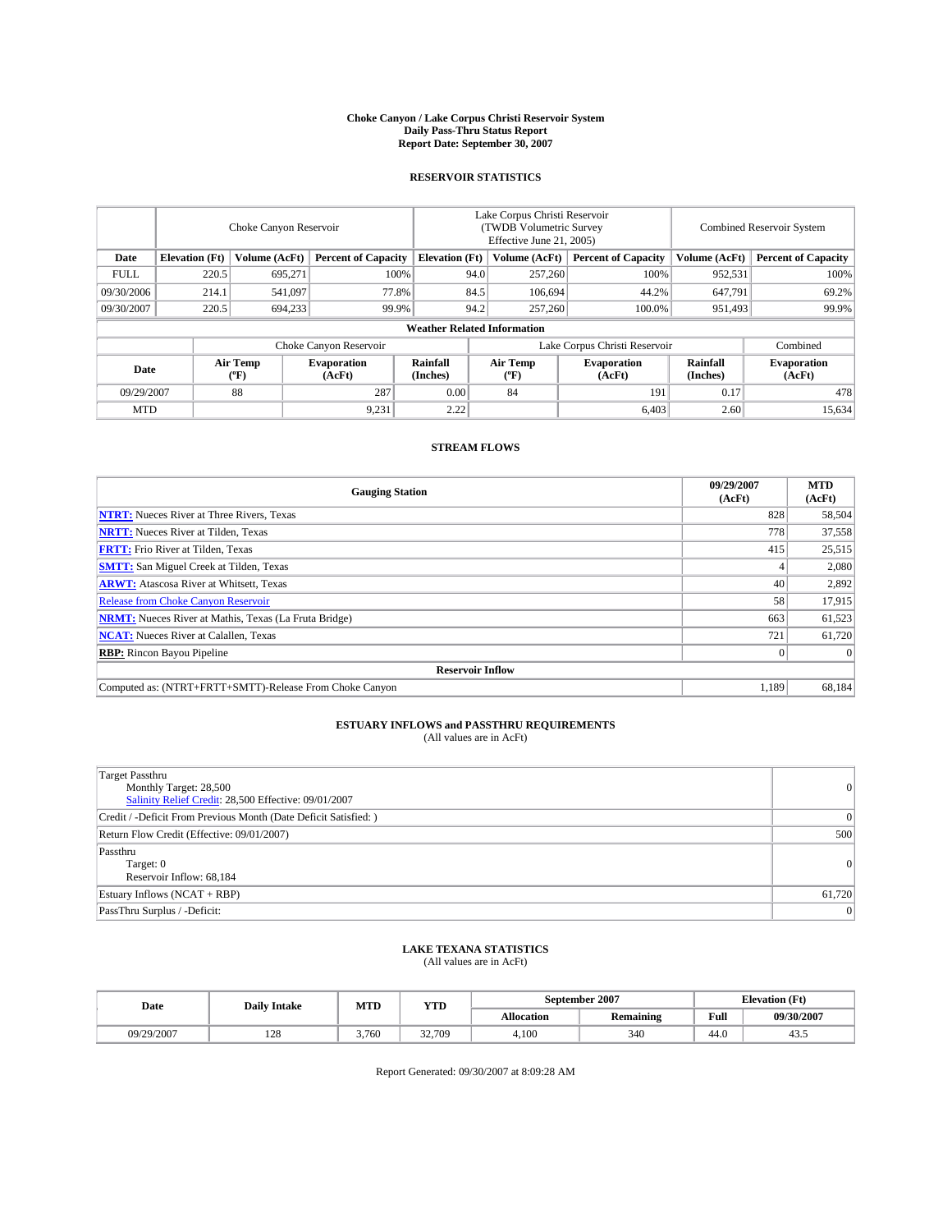# Choke Canyon / Lake Corpus Christi Reservoir System
## Daily Pass-Thru Status Report
## Report Date: September 30, 2007

### RESERVOIR STATISTICS

| | Choke Canyon Reservoir | | | Lake Corpus Christi Reservoir (TWDB Volumetric Survey Effective June 21, 2005) | | | Combined Reservoir System | |
|---|---|---|---|---|---|---|---|---|
| Date | Elevation (Ft) | Volume (AcFt) | Percent of Capacity | Elevation (Ft) | Volume (AcFt) | Percent of Capacity | Volume (AcFt) | Percent of Capacity |
| FULL | 220.5 | 695,271 | 100% | 94.0 | 257,260 | 100% | 952,531 | 100% |
| 09/30/2006 | 214.1 | 541,097 | 77.8% | 84.5 | 106,694 | 44.2% | 647,791 | 69.2% |
| 09/30/2007 | 220.5 | 694,233 | 99.9% | 94.2 | 257,260 | 100.0% | 951,493 | 99.9% |

**Weather Related Information**

| | Choke Canyon Reservoir | | | Lake Corpus Christi Reservoir | | | Combined |
|---|---|---|---|---|---|---|---|
| Date | Air Temp (°F) | Evaporation (AcFt) | Rainfall (Inches) | Air Temp (°F) | Evaporation (AcFt) | Rainfall (Inches) | Evaporation (AcFt) |
| 09/29/2007 | 88 | 287 | 0.00 | 84 | 191 | 0.17 | 478 |
| MTD | | 9,231 | 2.22 | | 6,403 | 2.60 | 15,634 |

### STREAM FLOWS

| Gauging Station | 09/29/2007 (AcFt) | MTD (AcFt) |
|---|---|---|
| **NTRT:** Nueces River at Three Rivers, Texas | 828 | 58,504 |
| **NRTT:** Nueces River at Tilden, Texas | 778 | 37,558 |
| **FRTT:** Frio River at Tilden, Texas | 415 | 25,515 |
| **SMTT:** San Miguel Creek at Tilden, Texas | 4 | 2,080 |
| **ARWT:** Atascosa River at Whitsett, Texas | 40 | 2,892 |
| Release from Choke Canyon Reservoir | 58 | 17,915 |
| **NRMT:** Nueces River at Mathis, Texas (La Fruta Bridge) | 663 | 61,523 |
| **NCAT:** Nueces River at Calallen, Texas | 721 | 61,720 |
| **RBP:** Rincon Bayou Pipeline | 0 | 0 |
| **Reservoir Inflow** | | |
| Computed as: (NTRT+FRTT+SMTT)-Release From Choke Canyon | 1,189 | 68,184 |

### ESTUARY INFLOWS and PASSTHRU REQUIREMENTS
(All values are in AcFt)

| | |
|---|---|
| Target Passthru<br>Monthly Target: 28,500<br>Salinity Relief Credit: 28,500 Effective: 09/01/2007 | 0 |
| Credit / -Deficit From Previous Month (Date Deficit Satisfied: ) | 0 |
| Return Flow Credit (Effective: 09/01/2007) | 500 |
| Passthru<br>Target: 0<br>Reservoir Inflow: 68,184 | 0 |
| Estuary Inflows (NCAT + RBP) | 61,720 |
| PassThru Surplus / -Deficit: | 0 |

### LAKE TEXANA STATISTICS
(All values are in AcFt)

| Date | Daily Intake | MTD | YTD | September 2007 | | Elevation (Ft) | |
|---|---|---|---|---|---|---|---|
| | | | | Allocation | Remaining | Full | 09/30/2007 |
| 09/29/2007 | 128 | 3,760 | 32,709 | 4,100 | 340 | 44.0 | 43.5 |

Report Generated: 09/30/2007 at 8:09:28 AM